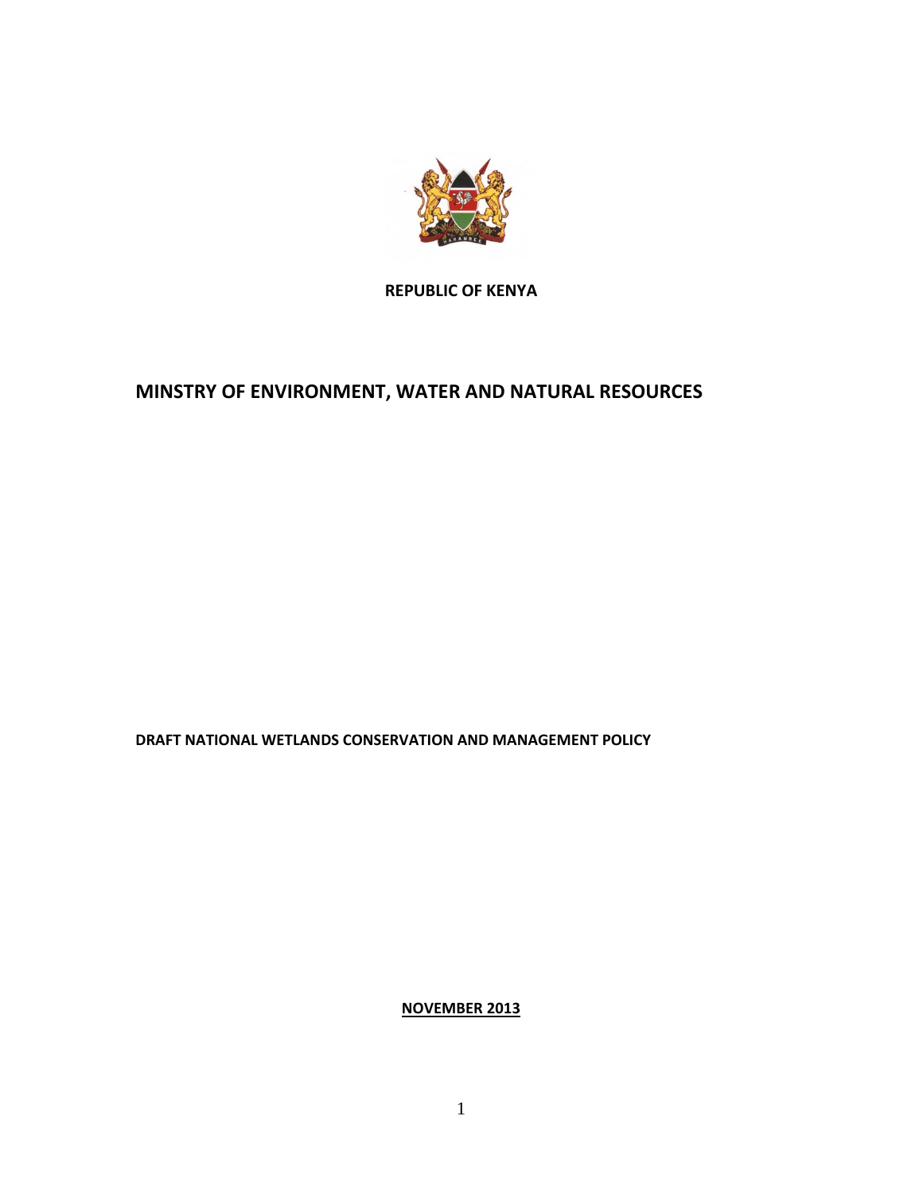**REPUBLIC OF KENYA**

# MINSTRY OF ENVIRONMENT, WATER AND NATURAL RESOURCES

**DRAFT NATIONAL WETLANDS CONSERVATION AND MANAGEMENT POLICY**

**NOVEMBER 2013**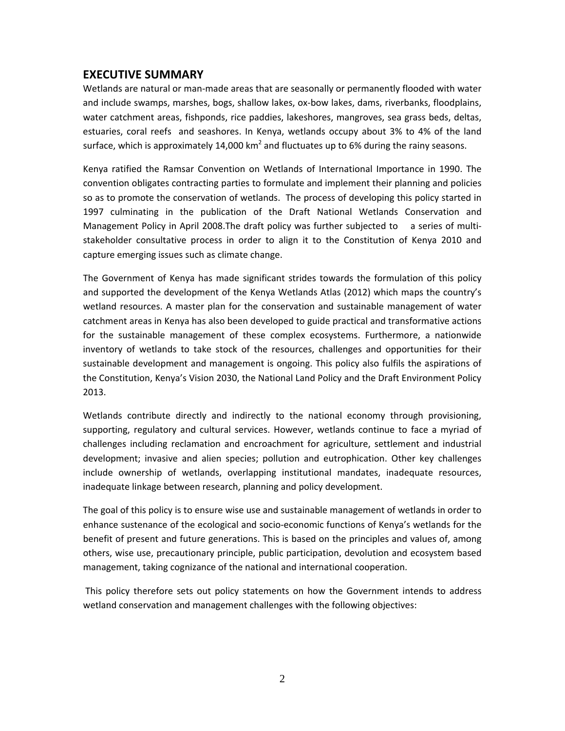## EXECUTIVE SUMMARY

Wetlands are natural or man-made areas that are seasonally or permanently flooded with water and include swamps, marshes, bogs, shallow lakes, ox-bow lakes, dams, riverbanks, floodplains, water catchment areas, fishponds, rice paddies, lakeshores, mangroves, sea grass beds, deltas, estuaries, coral reefs and seashores. In Kenya, wetlands occupy about 3% to 4% of the land surface, which is approximately 14,000 $km^2$ and fluctuates up to 6% during the rainy seasons.

Kenya ratified the Ramsar Convention on Wetlands of International Importance in 1990. The convention obligates contracting parties to formulate and implement their planning and policies so as to promote the conservation of wetlands. The process of developing this policy started in 1997 culminating in the publication of the Draft National Wetlands Conservation and Management Policy in April 2008.The draft policy was further subjected to a series of multi-stakeholder consultative process in order to align it to the Constitution of Kenya 2010 and capture emerging issues such as climate change.

The Government of Kenya has made significant strides towards the formulation of this policy and supported the development of the Kenya Wetlands Atlas (2012) which maps the country's wetland resources. A master plan for the conservation and sustainable management of water catchment areas in Kenya has also been developed to guide practical and transformative actions for the sustainable management of these complex ecosystems. Furthermore, a nationwide inventory of wetlands to take stock of the resources, challenges and opportunities for their sustainable development and management is ongoing. This policy also fulfils the aspirations of the Constitution, Kenya's Vision 2030, the National Land Policy and the Draft Environment Policy 2013.

Wetlands contribute directly and indirectly to the national economy through provisioning, supporting, regulatory and cultural services. However, wetlands continue to face a myriad of challenges including reclamation and encroachment for agriculture, settlement and industrial development; invasive and alien species; pollution and eutrophication. Other key challenges include ownership of wetlands, overlapping institutional mandates, inadequate resources, inadequate linkage between research, planning and policy development.

The goal of this policy is to ensure wise use and sustainable management of wetlands in order to enhance sustenance of the ecological and socio-economic functions of Kenya's wetlands for the benefit of present and future generations. This is based on the principles and values of, among others, wise use, precautionary principle, public participation, devolution and ecosystem based management, taking cognizance of the national and international cooperation.

This policy therefore sets out policy statements on how the Government intends to address wetland conservation and management challenges with the following objectives: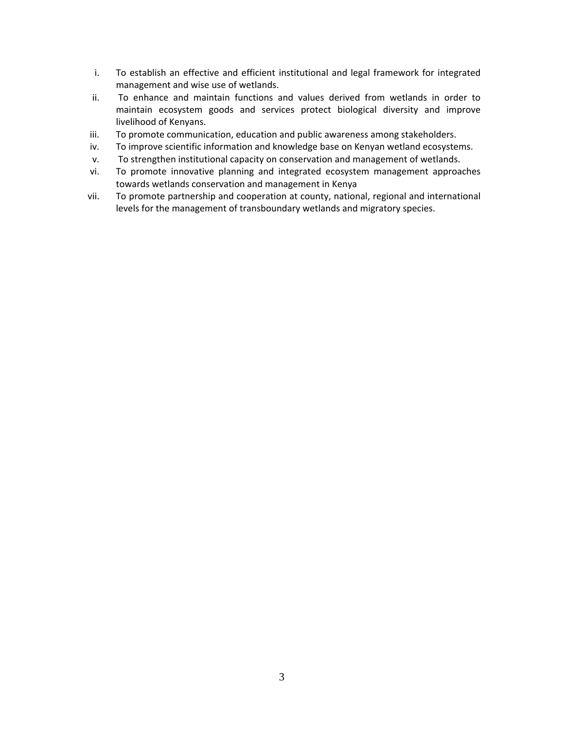i. To establish an effective and efficient institutional and legal framework for integrated management and wise use of wetlands.
ii. To enhance and maintain functions and values derived from wetlands in order to maintain ecosystem goods and services protect biological diversity and improve livelihood of Kenyans.
iii. To promote communication, education and public awareness among stakeholders.
iv. To improve scientific information and knowledge base on Kenyan wetland ecosystems.
v. To strengthen institutional capacity on conservation and management of wetlands.
vi. To promote innovative planning and integrated ecosystem management approaches towards wetlands conservation and management in Kenya
vii. To promote partnership and cooperation at county, national, regional and international levels for the management of transboundary wetlands and migratory species.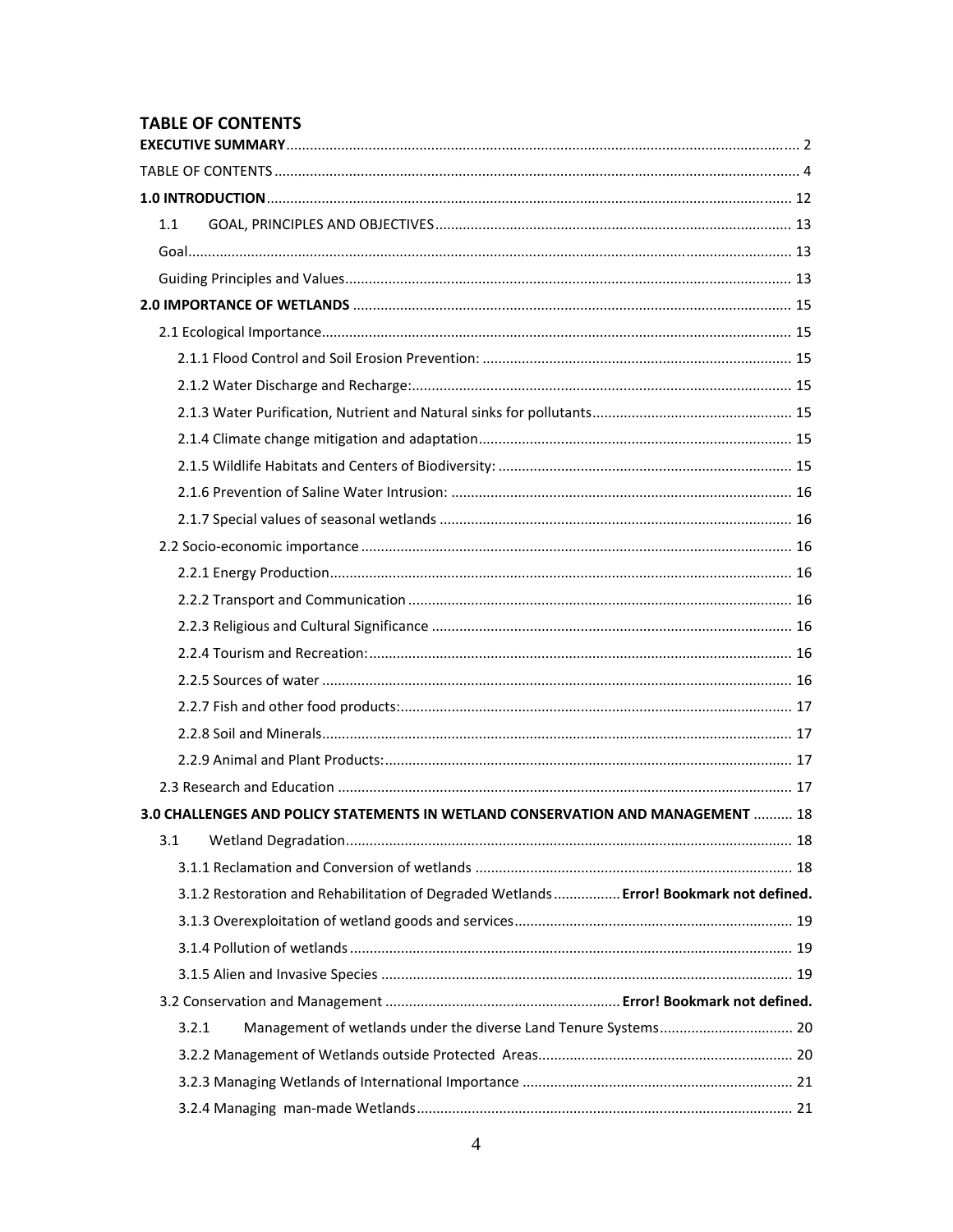## TABLE OF CONTENTS

**EXECUTIVE SUMMARY** ........ 2

TABLE OF CONTENTS ........ 4

**1.0 INTRODUCTION** ........ 12

1.1 GOAL, PRINCIPLES AND OBJECTIVES ........ 13

Goal ........ 13

Guiding Principles and Values ........ 13

**2.0 IMPORTANCE OF WETLANDS** ........ 15

2.1 Ecological Importance ........ 15

2.1.1 Flood Control and Soil Erosion Prevention: ........ 15

2.1.2 Water Discharge and Recharge: ........ 15

2.1.3 Water Purification, Nutrient and Natural sinks for pollutants ........ 15

2.1.4 Climate change mitigation and adaptation ........ 15

2.1.5 Wildlife Habitats and Centers of Biodiversity: ........ 15

2.1.6 Prevention of Saline Water Intrusion: ........ 16

2.1.7 Special values of seasonal wetlands ........ 16

2.2 Socio-economic importance ........ 16

2.2.1 Energy Production ........ 16

2.2.2 Transport and Communication ........ 16

2.2.3 Religious and Cultural Significance ........ 16

2.2.4 Tourism and Recreation: ........ 16

2.2.5 Sources of water ........ 16

2.2.7 Fish and other food products: ........ 17

2.2.8 Soil and Minerals ........ 17

2.2.9 Animal and Plant Products: ........ 17

2.3 Research and Education ........ 17

**3.0 CHALLENGES AND POLICY STATEMENTS IN WETLAND CONSERVATION AND MANAGEMENT** ........ 18

3.1 Wetland Degradation ........ 18

3.1.1 Reclamation and Conversion of wetlands ........ 18

3.1.2 Restoration and Rehabilitation of Degraded Wetlands ........ **Error! Bookmark not defined.**

3.1.3 Overexploitation of wetland goods and services ........ 19

3.1.4 Pollution of wetlands ........ 19

3.1.5 Alien and Invasive Species ........ 19

3.2 Conservation and Management ........ **Error! Bookmark not defined.**

3.2.1 Management of wetlands under the diverse Land Tenure Systems ........ 20

3.2.2 Management of Wetlands outside Protected Areas ........ 20

3.2.3 Managing Wetlands of International Importance ........ 21

3.2.4 Managing man-made Wetlands ........ 21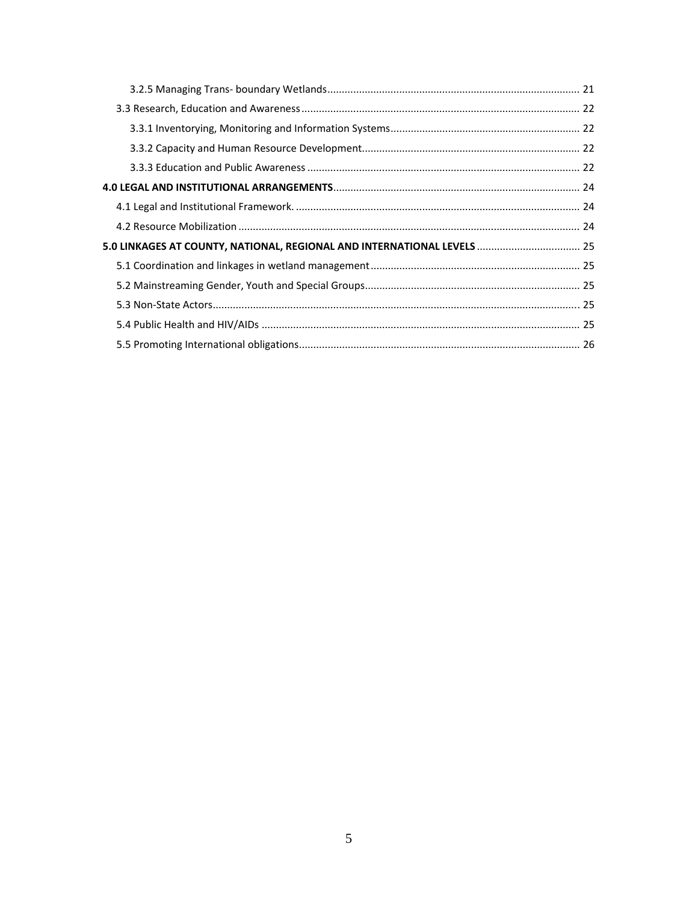3.2.5 Managing Trans- boundary Wetlands ........................................................................................ 21

3.3 Research, Education and Awareness ................................................................................................ 22

3.3.1 Inventorying, Monitoring and Information Systems .................................................................. 22

3.3.2 Capacity and Human Resource Development ............................................................................ 22

3.3.3 Education and Public Awareness ............................................................................................... 22

**4.0 LEGAL AND INSTITUTIONAL ARRANGEMENTS** ..................................................................................... 24

4.1 Legal and Institutional Framework. .................................................................................................. 24

4.2 Resource Mobilization ...................................................................................................................... 24

**5.0 LINKAGES AT COUNTY, NATIONAL, REGIONAL AND INTERNATIONAL LEVELS** .................................... 25

5.1 Coordination and linkages in wetland management ......................................................................... 25

5.2 Mainstreaming Gender, Youth and Special Groups ........................................................................... 25

5.3 Non-State Actors ............................................................................................................................... 25

5.4 Public Health and HIV/AIDs .............................................................................................................. 25

5.5 Promoting International obligations ................................................................................................. 26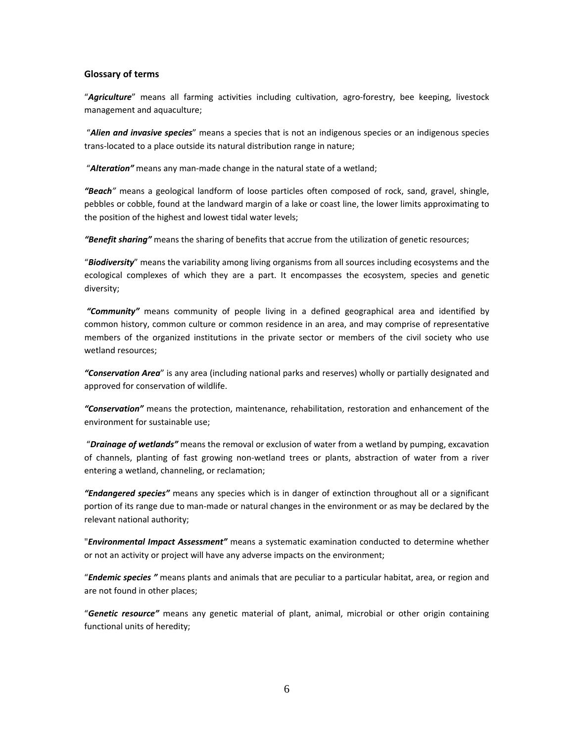## Glossary of terms

"***Agriculture***" means all farming activities including cultivation, agro-forestry, bee keeping, livestock management and aquaculture;

"***Alien and invasive species***" means a species that is not an indigenous species or an indigenous species trans-located to a place outside its natural distribution range in nature;

"***Alteration"*** means any man-made change in the natural state of a wetland;

***"Beach***" means a geological landform of loose particles often composed of rock, sand, gravel, shingle, pebbles or cobble, found at the landward margin of a lake or coast line, the lower limits approximating to the position of the highest and lowest tidal water levels;

***"Benefit sharing"*** means the sharing of benefits that accrue from the utilization of genetic resources;

"***Biodiversity***" means the variability among living organisms from all sources including ecosystems and the ecological complexes of which they are a part. It encompasses the ecosystem, species and genetic diversity;

***"Community"*** means community of people living in a defined geographical area and identified by common history, common culture or common residence in an area, and may comprise of representative members of the organized institutions in the private sector or members of the civil society who use wetland resources;

***"Conservation Area***" is any area (including national parks and reserves) wholly or partially designated and approved for conservation of wildlife.

***"Conservation"*** means the protection, maintenance, rehabilitation, restoration and enhancement of the environment for sustainable use;

"***Drainage of wetlands"*** means the removal or exclusion of water from a wetland by pumping, excavation of channels, planting of fast growing non-wetland trees or plants, abstraction of water from a river entering a wetland, channeling, or reclamation;

***"Endangered species"*** means any species which is in danger of extinction throughout all or a significant portion of its range due to man-made or natural changes in the environment or as may be declared by the relevant national authority;

"***Environmental Impact Assessment"*** means a systematic examination conducted to determine whether or not an activity or project will have any adverse impacts on the environment;

"***Endemic species "*** means plants and animals that are peculiar to a particular habitat, area, or region and are not found in other places;

"***Genetic resource"*** means any genetic material of plant, animal, microbial or other origin containing functional units of heredity;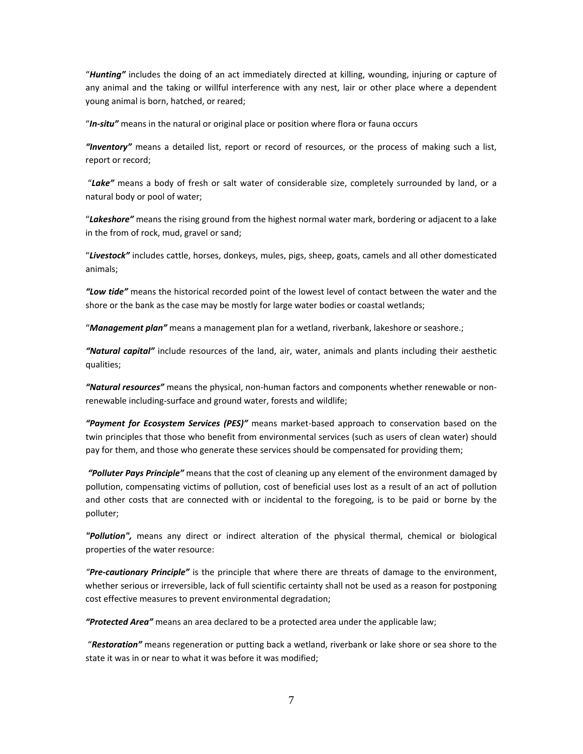"***Hunting"*** includes the doing of an act immediately directed at killing, wounding, injuring or capture of any animal and the taking or willful interference with any nest, lair or other place where a dependent young animal is born, hatched, or reared;

"***In-situ"*** means in the natural or original place or position where flora or fauna occurs

***"Inventory"*** means a detailed list, report or record of resources, or the process of making such a list, report or record;

"***Lake"*** means a body of fresh or salt water of considerable size, completely surrounded by land, or a natural body or pool of water;

"***Lakeshore"*** means the rising ground from the highest normal water mark, bordering or adjacent to a lake in the from of rock, mud, gravel or sand;

"***Livestock"*** includes cattle, horses, donkeys, mules, pigs, sheep, goats, camels and all other domesticated animals;

***"Low tide"*** means the historical recorded point of the lowest level of contact between the water and the shore or the bank as the case may be mostly for large water bodies or coastal wetlands;

"***Management plan"*** means a management plan for a wetland, riverbank, lakeshore or seashore.;

***"Natural capital"*** include resources of the land, air, water, animals and plants including their aesthetic qualities;

***"Natural resources"*** means the physical, non-human factors and components whether renewable or non-renewable including-surface and ground water, forests and wildlife;

***"Payment for Ecosystem Services (PES)"*** means market-based approach to conservation based on the twin principles that those who benefit from environmental services (such as users of clean water) should pay for them, and those who generate these services should be compensated for providing them;

***"Polluter Pays Principle"*** means that the cost of cleaning up any element of the environment damaged by pollution, compensating victims of pollution, cost of beneficial uses lost as a result of an act of pollution and other costs that are connected with or incidental to the foregoing, is to be paid or borne by the polluter;

***"Pollution",*** means any direct or indirect alteration of the physical thermal, chemical or biological properties of the water resource:

***"Pre-cautionary Principle"*** is the principle that where there are threats of damage to the environment, whether serious or irreversible, lack of full scientific certainty shall not be used as a reason for postponing cost effective measures to prevent environmental degradation;

***"Protected Area"*** means an area declared to be a protected area under the applicable law;

"***Restoration"*** means regeneration or putting back a wetland, riverbank or lake shore or sea shore to the state it was in or near to what it was before it was modified;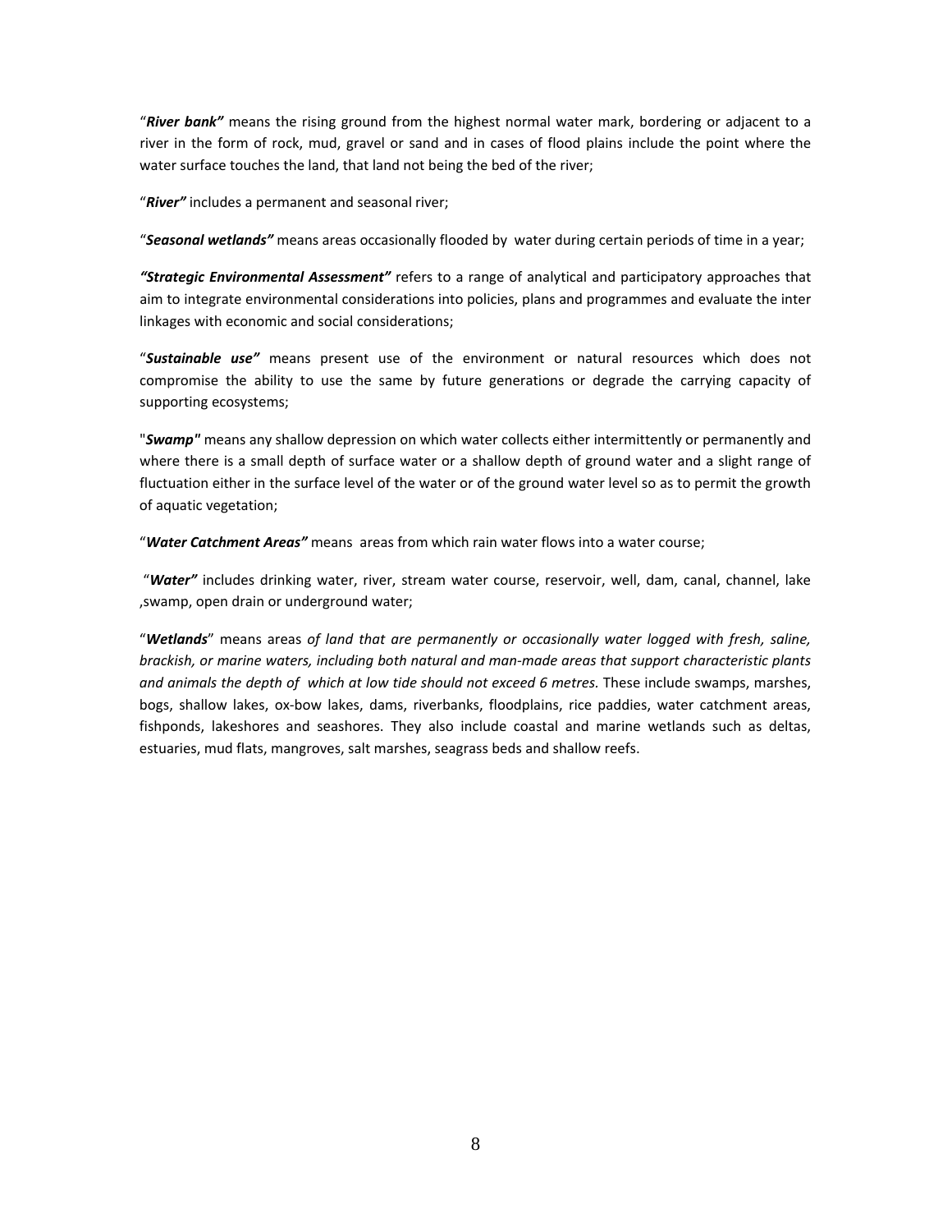"***River bank"*** means the rising ground from the highest normal water mark, bordering or adjacent to a river in the form of rock, mud, gravel or sand and in cases of flood plains include the point where the water surface touches the land, that land not being the bed of the river;

"***River"*** includes a permanent and seasonal river;

"***Seasonal wetlands"*** means areas occasionally flooded by water during certain periods of time in a year;

***"Strategic Environmental Assessment"*** refers to a range of analytical and participatory approaches that aim to integrate environmental considerations into policies, plans and programmes and evaluate the inter linkages with economic and social considerations;

"***Sustainable use"*** means present use of the environment or natural resources which does not compromise the ability to use the same by future generations or degrade the carrying capacity of supporting ecosystems;

"***Swamp"*** means any shallow depression on which water collects either intermittently or permanently and where there is a small depth of surface water or a shallow depth of ground water and a slight range of fluctuation either in the surface level of the water or of the ground water level so as to permit the growth of aquatic vegetation;

"***Water Catchment Areas"*** means areas from which rain water flows into a water course;

"***Water"*** includes drinking water, river, stream water course, reservoir, well, dam, canal, channel, lake ,swamp, open drain or underground water;

"***Wetlands***" means areas *of land that are permanently or occasionally water logged with fresh, saline, brackish, or marine waters, including both natural and man-made areas that support characteristic plants and animals the depth of which at low tide should not exceed 6 metres.* These include swamps, marshes, bogs, shallow lakes, ox-bow lakes, dams, riverbanks, floodplains, rice paddies, water catchment areas, fishponds, lakeshores and seashores. They also include coastal and marine wetlands such as deltas, estuaries, mud flats, mangroves, salt marshes, seagrass beds and shallow reefs.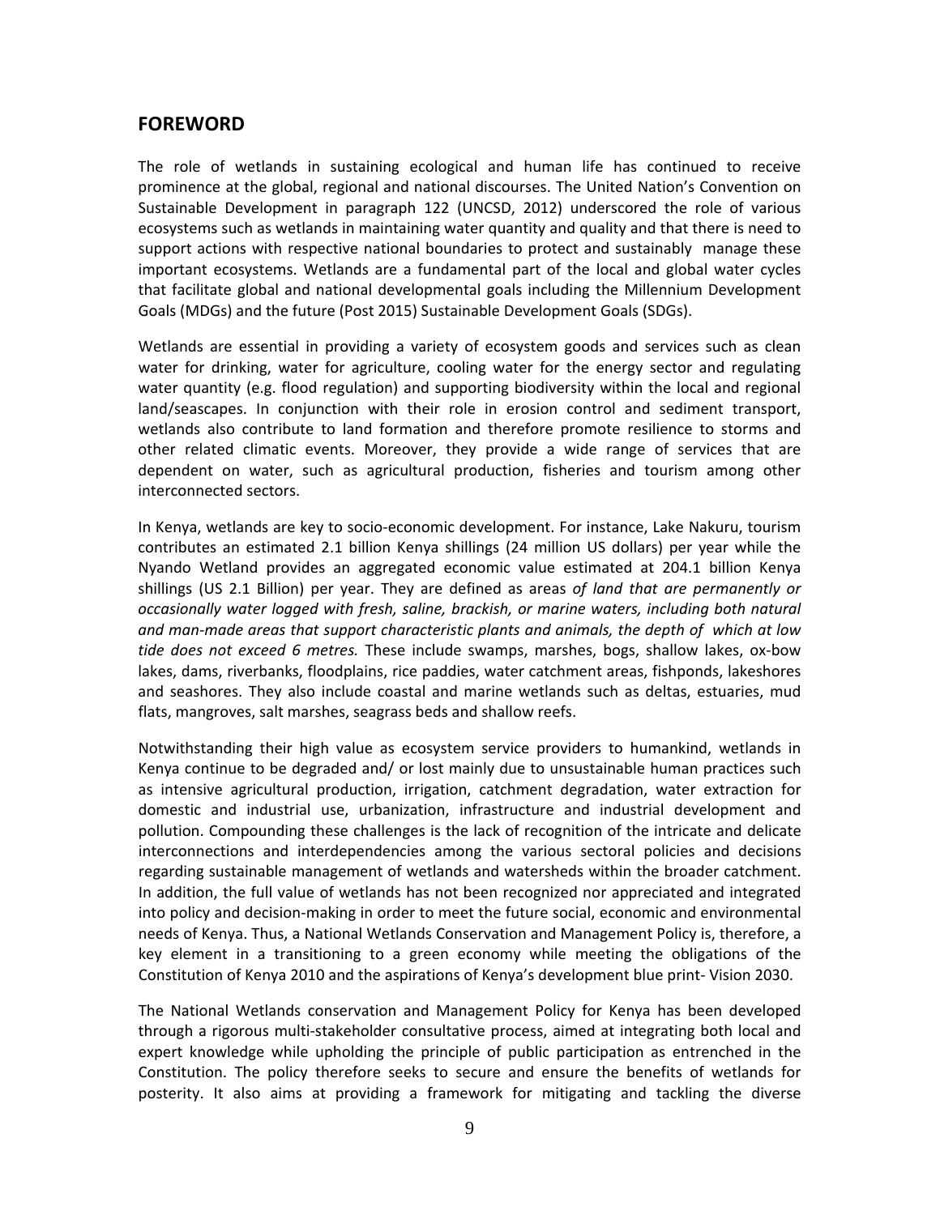## FOREWORD

The role of wetlands in sustaining ecological and human life has continued to receive prominence at the global, regional and national discourses. The United Nation's Convention on Sustainable Development in paragraph 122 (UNCSD, 2012) underscored the role of various ecosystems such as wetlands in maintaining water quantity and quality and that there is need to support actions with respective national boundaries to protect and sustainably manage these important ecosystems. Wetlands are a fundamental part of the local and global water cycles that facilitate global and national developmental goals including the Millennium Development Goals (MDGs) and the future (Post 2015) Sustainable Development Goals (SDGs).

Wetlands are essential in providing a variety of ecosystem goods and services such as clean water for drinking, water for agriculture, cooling water for the energy sector and regulating water quantity (e.g. flood regulation) and supporting biodiversity within the local and regional land/seascapes. In conjunction with their role in erosion control and sediment transport, wetlands also contribute to land formation and therefore promote resilience to storms and other related climatic events. Moreover, they provide a wide range of services that are dependent on water, such as agricultural production, fisheries and tourism among other interconnected sectors.

In Kenya, wetlands are key to socio-economic development. For instance, Lake Nakuru, tourism contributes an estimated 2.1 billion Kenya shillings (24 million US dollars) per year while the Nyando Wetland provides an aggregated economic value estimated at 204.1 billion Kenya shillings (US 2.1 Billion) per year. They are defined as areas *of land that are permanently or occasionally water logged with fresh, saline, brackish, or marine waters, including both natural and man-made areas that support characteristic plants and animals, the depth of which at low tide does not exceed 6 metres.* These include swamps, marshes, bogs, shallow lakes, ox-bow lakes, dams, riverbanks, floodplains, rice paddies, water catchment areas, fishponds, lakeshores and seashores. They also include coastal and marine wetlands such as deltas, estuaries, mud flats, mangroves, salt marshes, seagrass beds and shallow reefs.

Notwithstanding their high value as ecosystem service providers to humankind, wetlands in Kenya continue to be degraded and/ or lost mainly due to unsustainable human practices such as intensive agricultural production, irrigation, catchment degradation, water extraction for domestic and industrial use, urbanization, infrastructure and industrial development and pollution. Compounding these challenges is the lack of recognition of the intricate and delicate interconnections and interdependencies among the various sectoral policies and decisions regarding sustainable management of wetlands and watersheds within the broader catchment. In addition, the full value of wetlands has not been recognized nor appreciated and integrated into policy and decision-making in order to meet the future social, economic and environmental needs of Kenya. Thus, a National Wetlands Conservation and Management Policy is, therefore, a key element in a transitioning to a green economy while meeting the obligations of the Constitution of Kenya 2010 and the aspirations of Kenya's development blue print- Vision 2030.

The National Wetlands conservation and Management Policy for Kenya has been developed through a rigorous multi-stakeholder consultative process, aimed at integrating both local and expert knowledge while upholding the principle of public participation as entrenched in the Constitution. The policy therefore seeks to secure and ensure the benefits of wetlands for posterity. It also aims at providing a framework for mitigating and tackling the diverse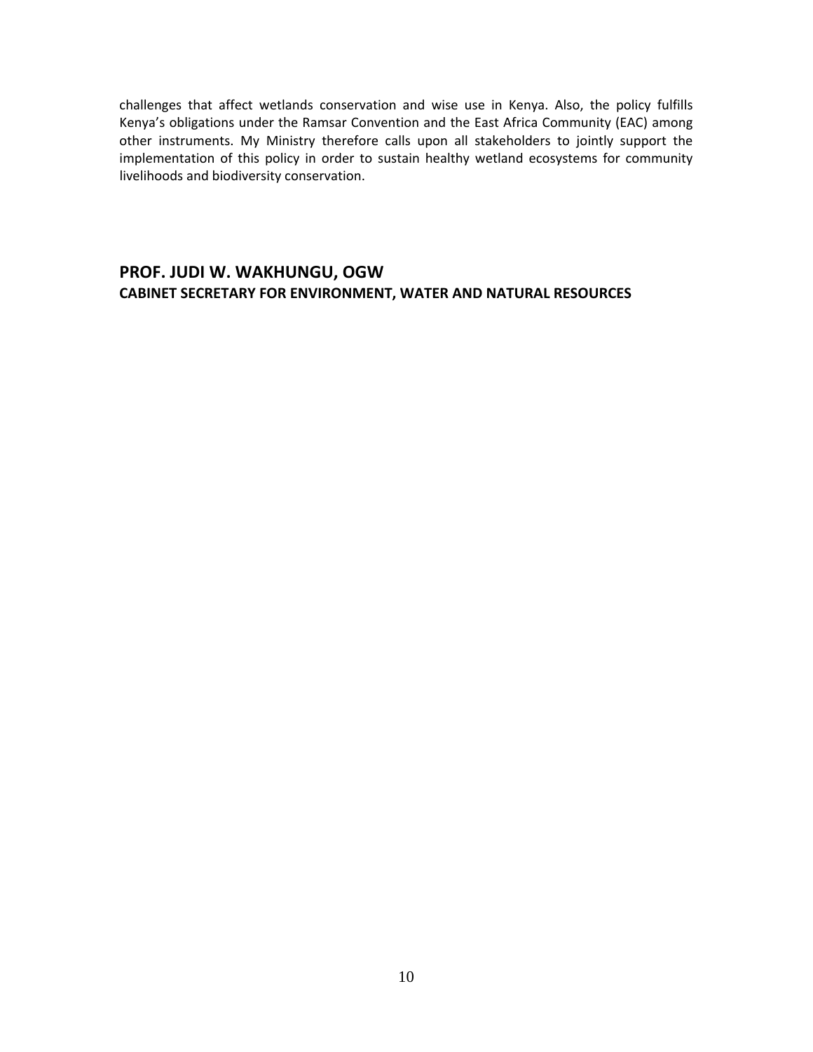challenges that affect wetlands conservation and wise use in Kenya. Also, the policy fulfills Kenya's obligations under the Ramsar Convention and the East Africa Community (EAC) among other instruments. My Ministry therefore calls upon all stakeholders to jointly support the implementation of this policy in order to sustain healthy wetland ecosystems for community livelihoods and biodiversity conservation.

**PROF. JUDI W. WAKHUNGU, OGW**
**CABINET SECRETARY FOR ENVIRONMENT, WATER AND NATURAL RESOURCES**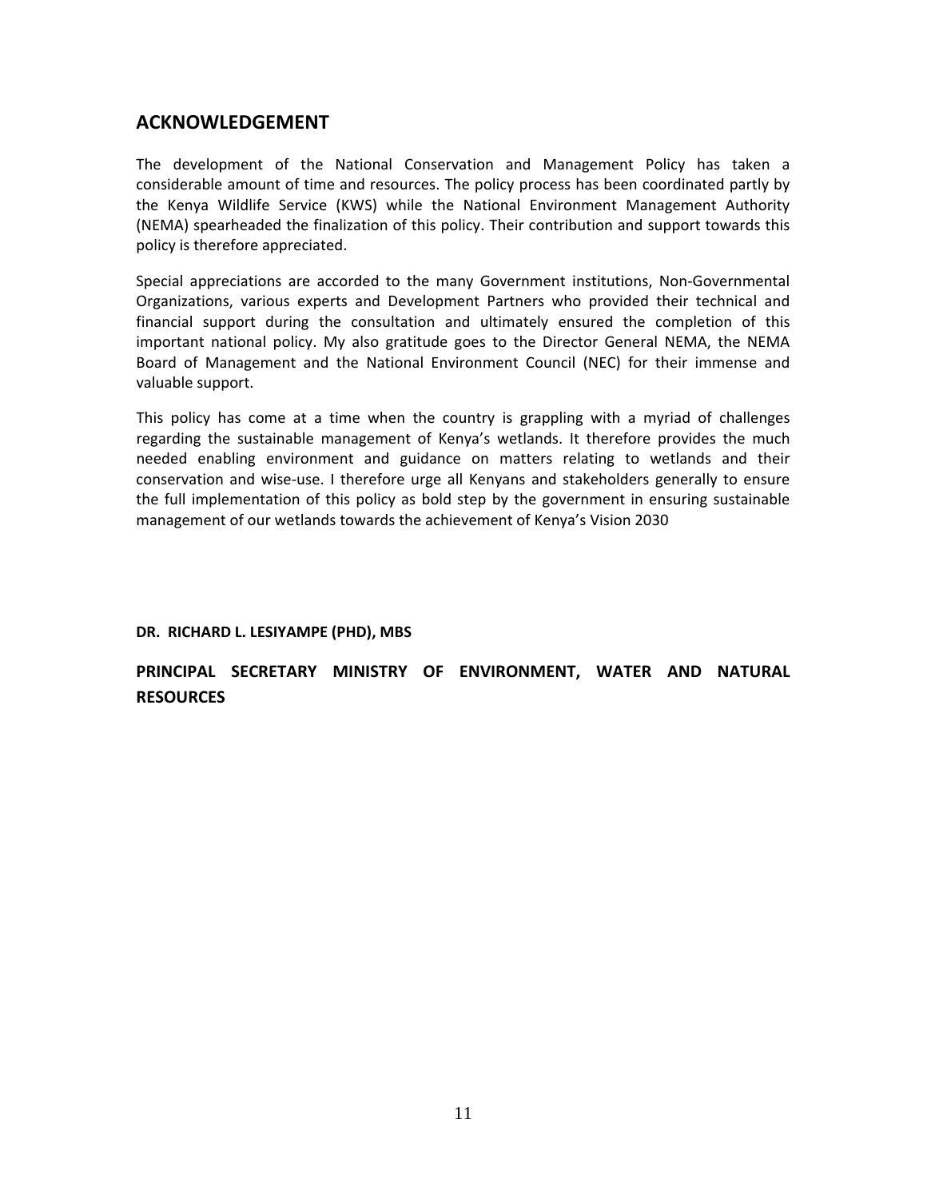## ACKNOWLEDGEMENT

The development of the National Conservation and Management Policy has taken a considerable amount of time and resources. The policy process has been coordinated partly by the Kenya Wildlife Service (KWS) while the National Environment Management Authority (NEMA) spearheaded the finalization of this policy. Their contribution and support towards this policy is therefore appreciated.

Special appreciations are accorded to the many Government institutions, Non-Governmental Organizations, various experts and Development Partners who provided their technical and financial support during the consultation and ultimately ensured the completion of this important national policy. My also gratitude goes to the Director General NEMA, the NEMA Board of Management and the National Environment Council (NEC) for their immense and valuable support.

This policy has come at a time when the country is grappling with a myriad of challenges regarding the sustainable management of Kenya's wetlands. It therefore provides the much needed enabling environment and guidance on matters relating to wetlands and their conservation and wise-use. I therefore urge all Kenyans and stakeholders generally to ensure the full implementation of this policy as bold step by the government in ensuring sustainable management of our wetlands towards the achievement of Kenya's Vision 2030

**DR. RICHARD L. LESIYAMPE (PHD), MBS**

**PRINCIPAL SECRETARY MINISTRY OF ENVIRONMENT, WATER AND NATURAL RESOURCES**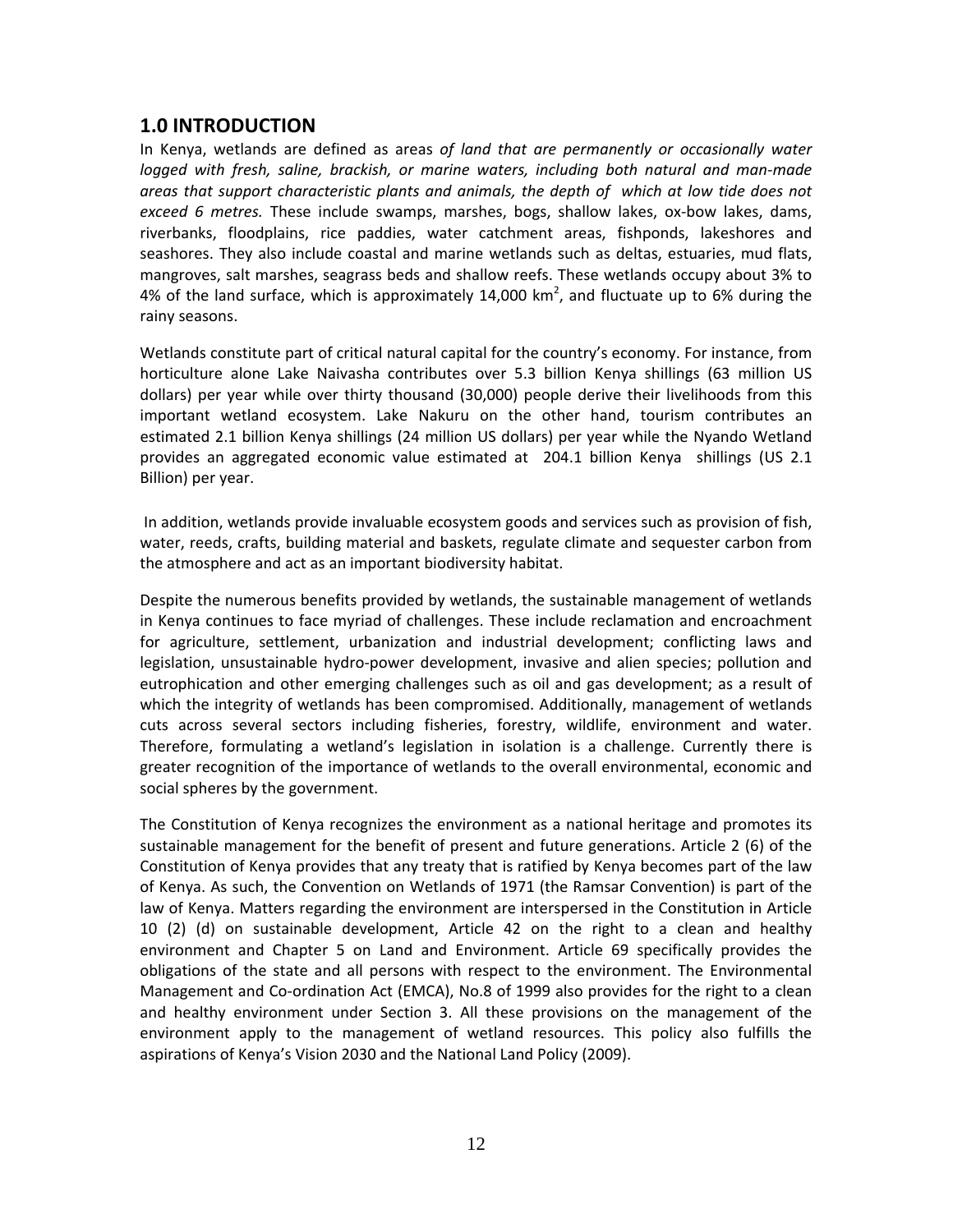## 1.0 INTRODUCTION

In Kenya, wetlands are defined as areas *of land that are permanently or occasionally water logged with fresh, saline, brackish, or marine waters, including both natural and man-made areas that support characteristic plants and animals, the depth of which at low tide does not exceed 6 metres.* These include swamps, marshes, bogs, shallow lakes, ox-bow lakes, dams, riverbanks, floodplains, rice paddies, water catchment areas, fishponds, lakeshores and seashores. They also include coastal and marine wetlands such as deltas, estuaries, mud flats, mangroves, salt marshes, seagrass beds and shallow reefs. These wetlands occupy about 3% to 4% of the land surface, which is approximately 14,000 km$^2$, and fluctuate up to 6% during the rainy seasons.

Wetlands constitute part of critical natural capital for the country's economy. For instance, from horticulture alone Lake Naivasha contributes over 5.3 billion Kenya shillings (63 million US dollars) per year while over thirty thousand (30,000) people derive their livelihoods from this important wetland ecosystem. Lake Nakuru on the other hand, tourism contributes an estimated 2.1 billion Kenya shillings (24 million US dollars) per year while the Nyando Wetland provides an aggregated economic value estimated at 204.1 billion Kenya shillings (US 2.1 Billion) per year.

In addition, wetlands provide invaluable ecosystem goods and services such as provision of fish, water, reeds, crafts, building material and baskets, regulate climate and sequester carbon from the atmosphere and act as an important biodiversity habitat.

Despite the numerous benefits provided by wetlands, the sustainable management of wetlands in Kenya continues to face myriad of challenges. These include reclamation and encroachment for agriculture, settlement, urbanization and industrial development; conflicting laws and legislation, unsustainable hydro-power development, invasive and alien species; pollution and eutrophication and other emerging challenges such as oil and gas development; as a result of which the integrity of wetlands has been compromised. Additionally, management of wetlands cuts across several sectors including fisheries, forestry, wildlife, environment and water. Therefore, formulating a wetland's legislation in isolation is a challenge. Currently there is greater recognition of the importance of wetlands to the overall environmental, economic and social spheres by the government.

The Constitution of Kenya recognizes the environment as a national heritage and promotes its sustainable management for the benefit of present and future generations. Article 2 (6) of the Constitution of Kenya provides that any treaty that is ratified by Kenya becomes part of the law of Kenya. As such, the Convention on Wetlands of 1971 (the Ramsar Convention) is part of the law of Kenya. Matters regarding the environment are interspersed in the Constitution in Article 10 (2) (d) on sustainable development, Article 42 on the right to a clean and healthy environment and Chapter 5 on Land and Environment. Article 69 specifically provides the obligations of the state and all persons with respect to the environment. The Environmental Management and Co-ordination Act (EMCA), No.8 of 1999 also provides for the right to a clean and healthy environment under Section 3. All these provisions on the management of the environment apply to the management of wetland resources. This policy also fulfills the aspirations of Kenya's Vision 2030 and the National Land Policy (2009).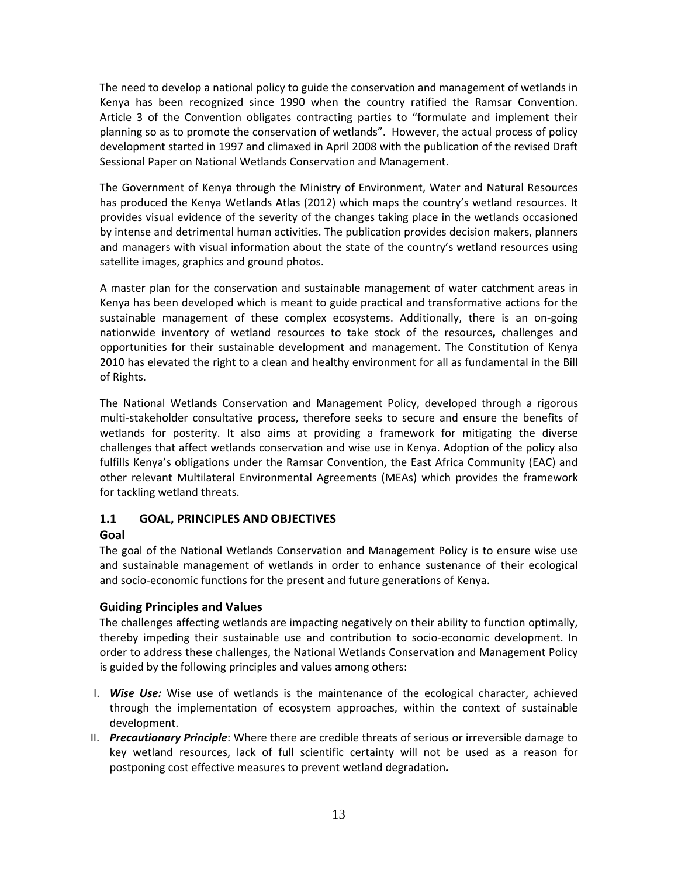The need to develop a national policy to guide the conservation and management of wetlands in Kenya has been recognized since 1990 when the country ratified the Ramsar Convention. Article 3 of the Convention obligates contracting parties to "formulate and implement their planning so as to promote the conservation of wetlands". However, the actual process of policy development started in 1997 and climaxed in April 2008 with the publication of the revised Draft Sessional Paper on National Wetlands Conservation and Management.

The Government of Kenya through the Ministry of Environment, Water and Natural Resources has produced the Kenya Wetlands Atlas (2012) which maps the country's wetland resources. It provides visual evidence of the severity of the changes taking place in the wetlands occasioned by intense and detrimental human activities. The publication provides decision makers, planners and managers with visual information about the state of the country's wetland resources using satellite images, graphics and ground photos.

A master plan for the conservation and sustainable management of water catchment areas in Kenya has been developed which is meant to guide practical and transformative actions for the sustainable management of these complex ecosystems. Additionally, there is an on-going nationwide inventory of wetland resources to take stock of the resources**,** challenges and opportunities for their sustainable development and management. The Constitution of Kenya 2010 has elevated the right to a clean and healthy environment for all as fundamental in the Bill of Rights.

The National Wetlands Conservation and Management Policy, developed through a rigorous multi-stakeholder consultative process, therefore seeks to secure and ensure the benefits of wetlands for posterity. It also aims at providing a framework for mitigating the diverse challenges that affect wetlands conservation and wise use in Kenya. Adoption of the policy also fulfills Kenya's obligations under the Ramsar Convention, the East Africa Community (EAC) and other relevant Multilateral Environmental Agreements (MEAs) which provides the framework for tackling wetland threats.

## 1.1 GOAL, PRINCIPLES AND OBJECTIVES

### Goal

The goal of the National Wetlands Conservation and Management Policy is to ensure wise use and sustainable management of wetlands in order to enhance sustenance of their ecological and socio-economic functions for the present and future generations of Kenya.

### Guiding Principles and Values

The challenges affecting wetlands are impacting negatively on their ability to function optimally, thereby impeding their sustainable use and contribution to socio-economic development. In order to address these challenges, the National Wetlands Conservation and Management Policy is guided by the following principles and values among others:

I. ***Wise Use:*** Wise use of wetlands is the maintenance of the ecological character, achieved through the implementation of ecosystem approaches, within the context of sustainable development.

II. ***Precautionary Principle***: Where there are credible threats of serious or irreversible damage to key wetland resources, lack of full scientific certainty will not be used as a reason for postponing cost effective measures to prevent wetland degradation***.***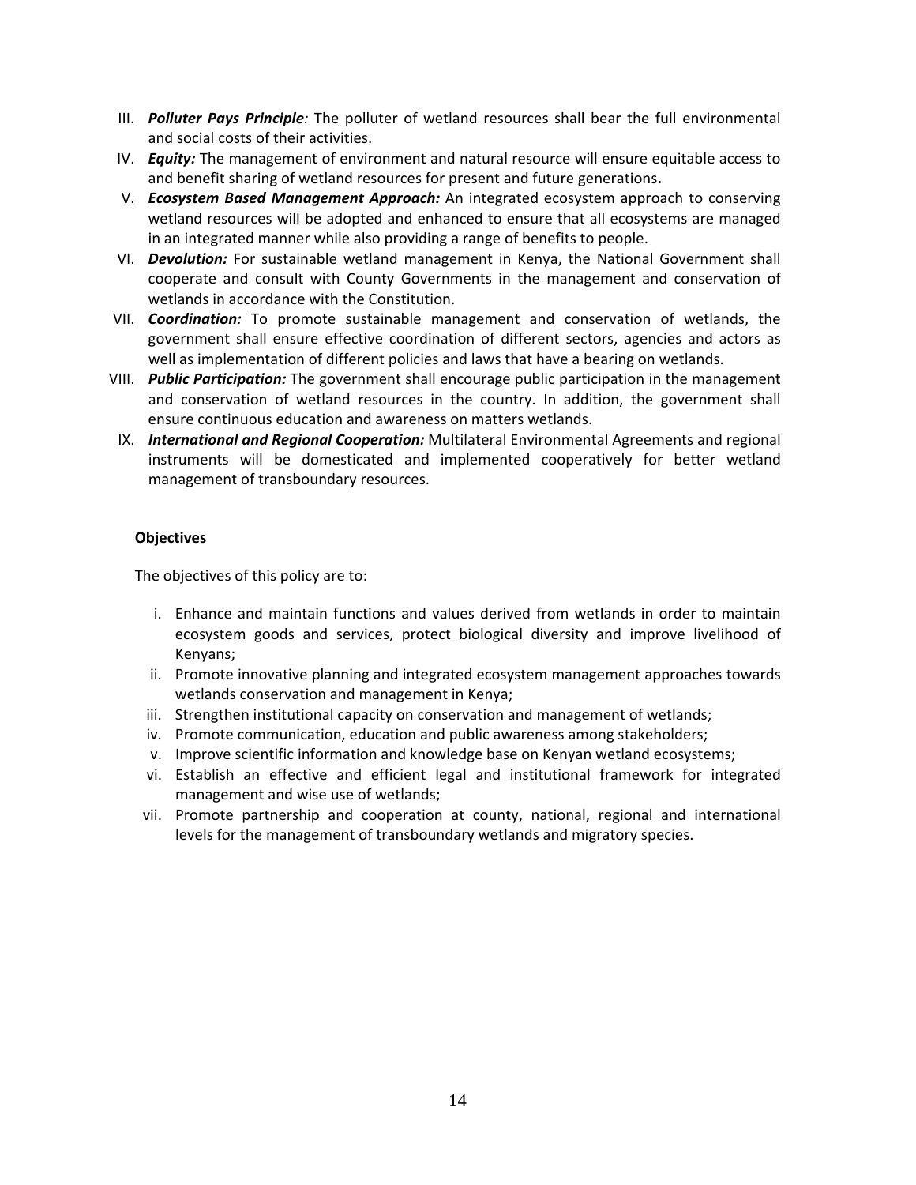III. ***Polluter Pays Principle****:* The polluter of wetland resources shall bear the full environmental and social costs of their activities.

IV. ***Equity:*** The management of environment and natural resource will ensure equitable access to and benefit sharing of wetland resources for present and future generations**.**

V. ***Ecosystem Based Management Approach:*** An integrated ecosystem approach to conserving wetland resources will be adopted and enhanced to ensure that all ecosystems are managed in an integrated manner while also providing a range of benefits to people.

VI. ***Devolution:*** For sustainable wetland management in Kenya, the National Government shall cooperate and consult with County Governments in the management and conservation of wetlands in accordance with the Constitution.

VII. ***Coordination:*** To promote sustainable management and conservation of wetlands, the government shall ensure effective coordination of different sectors, agencies and actors as well as implementation of different policies and laws that have a bearing on wetlands.

VIII. ***Public Participation:*** The government shall encourage public participation in the management and conservation of wetland resources in the country. In addition, the government shall ensure continuous education and awareness on matters wetlands.

IX. ***International and Regional Cooperation:*** Multilateral Environmental Agreements and regional instruments will be domesticated and implemented cooperatively for better wetland management of transboundary resources.

**Objectives**

The objectives of this policy are to:

i. Enhance and maintain functions and values derived from wetlands in order to maintain ecosystem goods and services, protect biological diversity and improve livelihood of Kenyans;

ii. Promote innovative planning and integrated ecosystem management approaches towards wetlands conservation and management in Kenya;

iii. Strengthen institutional capacity on conservation and management of wetlands;

iv. Promote communication, education and public awareness among stakeholders;

v. Improve scientific information and knowledge base on Kenyan wetland ecosystems;

vi. Establish an effective and efficient legal and institutional framework for integrated management and wise use of wetlands;

vii. Promote partnership and cooperation at county, national, regional and international levels for the management of transboundary wetlands and migratory species.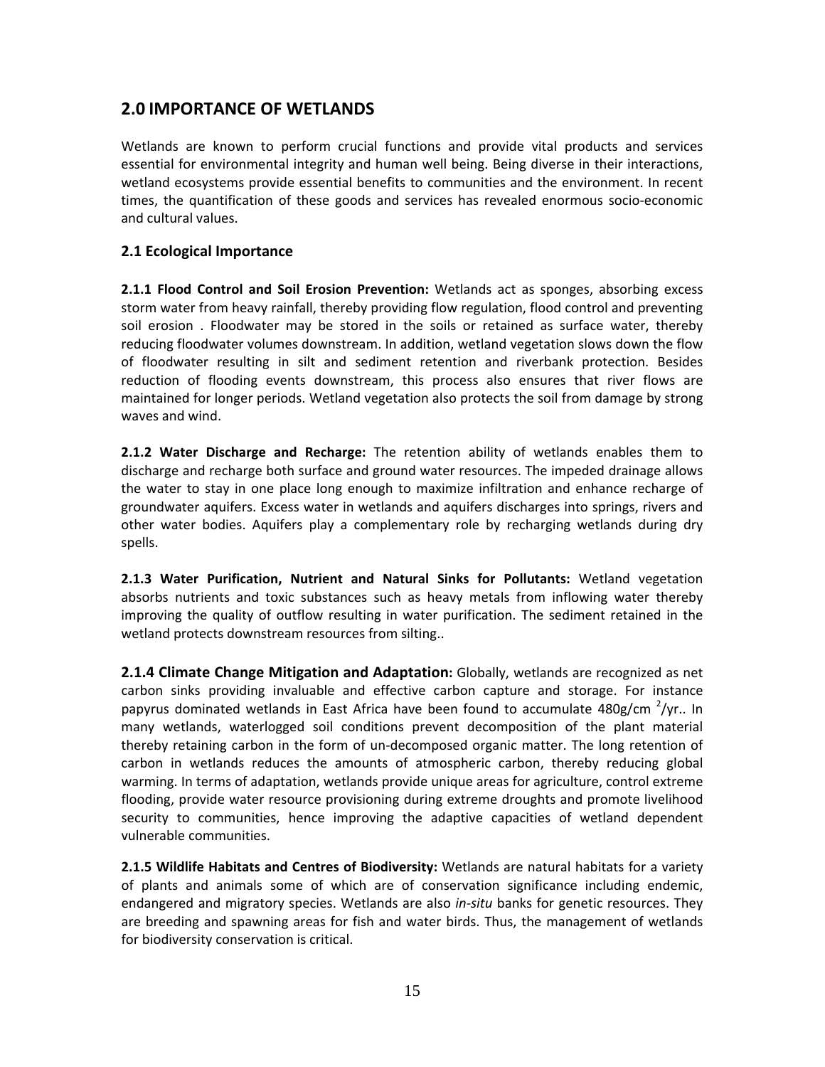## 2.0 IMPORTANCE OF WETLANDS

Wetlands are known to perform crucial functions and provide vital products and services essential for environmental integrity and human well being. Being diverse in their interactions, wetland ecosystems provide essential benefits to communities and the environment. In recent times, the quantification of these goods and services has revealed enormous socio-economic and cultural values.

### 2.1 Ecological Importance

**2.1.1 Flood Control and Soil Erosion Prevention:** Wetlands act as sponges, absorbing excess storm water from heavy rainfall, thereby providing flow regulation, flood control and preventing soil erosion . Floodwater may be stored in the soils or retained as surface water, thereby reducing floodwater volumes downstream. In addition, wetland vegetation slows down the flow of floodwater resulting in silt and sediment retention and riverbank protection. Besides reduction of flooding events downstream, this process also ensures that river flows are maintained for longer periods. Wetland vegetation also protects the soil from damage by strong waves and wind.

**2.1.2 Water Discharge and Recharge:** The retention ability of wetlands enables them to discharge and recharge both surface and ground water resources. The impeded drainage allows the water to stay in one place long enough to maximize infiltration and enhance recharge of groundwater aquifers. Excess water in wetlands and aquifers discharges into springs, rivers and other water bodies. Aquifers play a complementary role by recharging wetlands during dry spells.

**2.1.3 Water Purification, Nutrient and Natural Sinks for Pollutants:** Wetland vegetation absorbs nutrients and toxic substances such as heavy metals from inflowing water thereby improving the quality of outflow resulting in water purification. The sediment retained in the wetland protects downstream resources from silting..

**2.1.4 Climate Change Mitigation and Adaptation:** Globally, wetlands are recognized as net carbon sinks providing invaluable and effective carbon capture and storage. For instance papyrus dominated wetlands in East Africa have been found to accumulate 480g/cm $^2$/yr.. In many wetlands, waterlogged soil conditions prevent decomposition of the plant material thereby retaining carbon in the form of un-decomposed organic matter. The long retention of carbon in wetlands reduces the amounts of atmospheric carbon, thereby reducing global warming. In terms of adaptation, wetlands provide unique areas for agriculture, control extreme flooding, provide water resource provisioning during extreme droughts and promote livelihood security to communities, hence improving the adaptive capacities of wetland dependent vulnerable communities.

**2.1.5 Wildlife Habitats and Centres of Biodiversity:** Wetlands are natural habitats for a variety of plants and animals some of which are of conservation significance including endemic, endangered and migratory species. Wetlands are also *in-situ* banks for genetic resources. They are breeding and spawning areas for fish and water birds. Thus, the management of wetlands for biodiversity conservation is critical.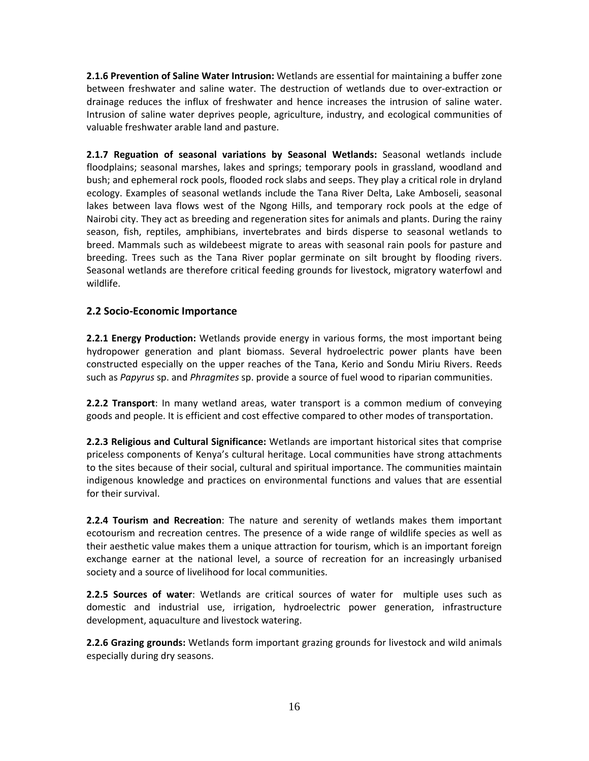**2.1.6 Prevention of Saline Water Intrusion:** Wetlands are essential for maintaining a buffer zone between freshwater and saline water. The destruction of wetlands due to over-extraction or drainage reduces the influx of freshwater and hence increases the intrusion of saline water. Intrusion of saline water deprives people, agriculture, industry, and ecological communities of valuable freshwater arable land and pasture.

**2.1.7 Reguation of seasonal variations by Seasonal Wetlands:** Seasonal wetlands include floodplains; seasonal marshes, lakes and springs; temporary pools in grassland, woodland and bush; and ephemeral rock pools, flooded rock slabs and seeps. They play a critical role in dryland ecology. Examples of seasonal wetlands include the Tana River Delta, Lake Amboseli, seasonal lakes between lava flows west of the Ngong Hills, and temporary rock pools at the edge of Nairobi city. They act as breeding and regeneration sites for animals and plants. During the rainy season, fish, reptiles, amphibians, invertebrates and birds disperse to seasonal wetlands to breed. Mammals such as wildebeest migrate to areas with seasonal rain pools for pasture and breeding. Trees such as the Tana River poplar germinate on silt brought by flooding rivers. Seasonal wetlands are therefore critical feeding grounds for livestock, migratory waterfowl and wildlife.

## 2.2 Socio-Economic Importance

**2.2.1 Energy Production:** Wetlands provide energy in various forms, the most important being hydropower generation and plant biomass. Several hydroelectric power plants have been constructed especially on the upper reaches of the Tana, Kerio and Sondu Miriu Rivers. Reeds such as *Papyrus* sp. and *Phragmites* sp. provide a source of fuel wood to riparian communities.

**2.2.2 Transport**: In many wetland areas, water transport is a common medium of conveying goods and people. It is efficient and cost effective compared to other modes of transportation.

**2.2.3 Religious and Cultural Significance:** Wetlands are important historical sites that comprise priceless components of Kenya's cultural heritage. Local communities have strong attachments to the sites because of their social, cultural and spiritual importance. The communities maintain indigenous knowledge and practices on environmental functions and values that are essential for their survival.

**2.2.4 Tourism and Recreation**: The nature and serenity of wetlands makes them important ecotourism and recreation centres. The presence of a wide range of wildlife species as well as their aesthetic value makes them a unique attraction for tourism, which is an important foreign exchange earner at the national level, a source of recreation for an increasingly urbanised society and a source of livelihood for local communities.

**2.2.5 Sources of water**: Wetlands are critical sources of water for multiple uses such as domestic and industrial use, irrigation, hydroelectric power generation, infrastructure development, aquaculture and livestock watering.

**2.2.6 Grazing grounds:** Wetlands form important grazing grounds for livestock and wild animals especially during dry seasons.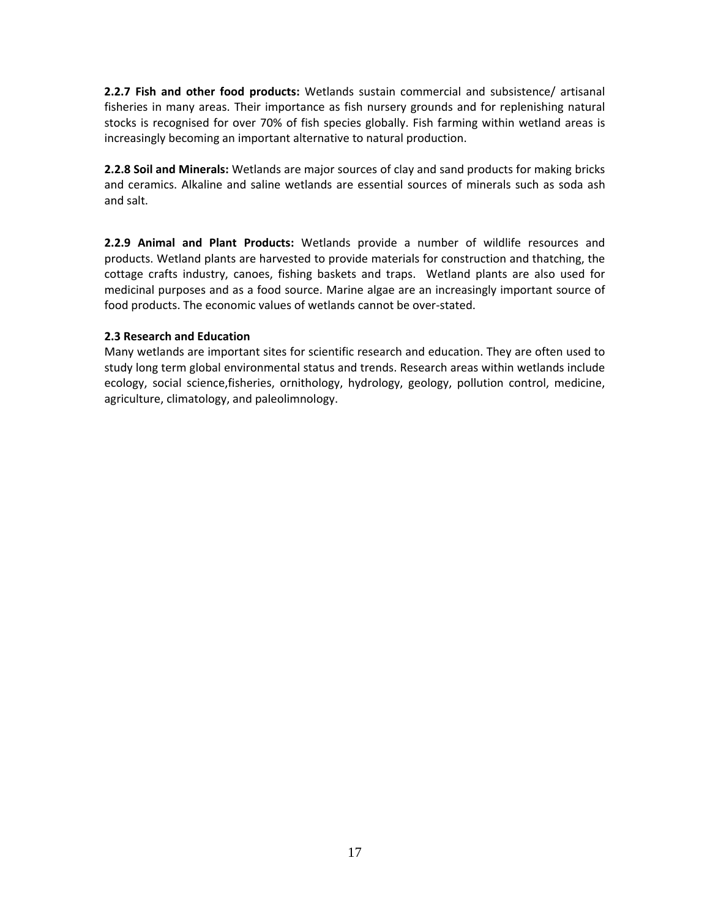**2.2.7 Fish and other food products:** Wetlands sustain commercial and subsistence/ artisanal fisheries in many areas. Their importance as fish nursery grounds and for replenishing natural stocks is recognised for over 70% of fish species globally. Fish farming within wetland areas is increasingly becoming an important alternative to natural production.

**2.2.8 Soil and Minerals:** Wetlands are major sources of clay and sand products for making bricks and ceramics. Alkaline and saline wetlands are essential sources of minerals such as soda ash and salt.

**2.2.9 Animal and Plant Products:** Wetlands provide a number of wildlife resources and products. Wetland plants are harvested to provide materials for construction and thatching, the cottage crafts industry, canoes, fishing baskets and traps. Wetland plants are also used for medicinal purposes and as a food source. Marine algae are an increasingly important source of food products. The economic values of wetlands cannot be over-stated.

**2.3 Research and Education**

Many wetlands are important sites for scientific research and education. They are often used to study long term global environmental status and trends. Research areas within wetlands include ecology, social science,fisheries, ornithology, hydrology, geology, pollution control, medicine, agriculture, climatology, and paleolimnology.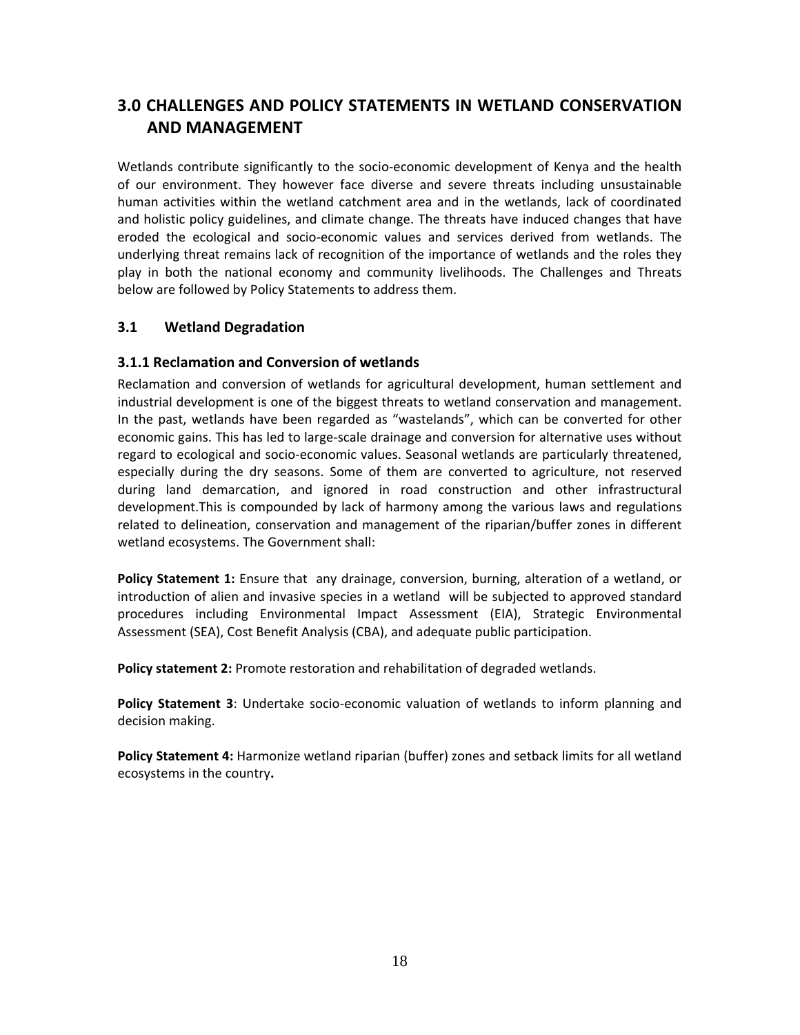## 3.0 CHALLENGES AND POLICY STATEMENTS IN WETLAND CONSERVATION AND MANAGEMENT

Wetlands contribute significantly to the socio-economic development of Kenya and the health of our environment. They however face diverse and severe threats including unsustainable human activities within the wetland catchment area and in the wetlands, lack of coordinated and holistic policy guidelines, and climate change. The threats have induced changes that have eroded the ecological and socio-economic values and services derived from wetlands. The underlying threat remains lack of recognition of the importance of wetlands and the roles they play in both the national economy and community livelihoods. The Challenges and Threats below are followed by Policy Statements to address them.

### 3.1 Wetland Degradation

#### 3.1.1 Reclamation and Conversion of wetlands

Reclamation and conversion of wetlands for agricultural development, human settlement and industrial development is one of the biggest threats to wetland conservation and management. In the past, wetlands have been regarded as "wastelands", which can be converted for other economic gains. This has led to large-scale drainage and conversion for alternative uses without regard to ecological and socio-economic values. Seasonal wetlands are particularly threatened, especially during the dry seasons. Some of them are converted to agriculture, not reserved during land demarcation, and ignored in road construction and other infrastructural development.This is compounded by lack of harmony among the various laws and regulations related to delineation, conservation and management of the riparian/buffer zones in different wetland ecosystems. The Government shall:

**Policy Statement 1:** Ensure that any drainage, conversion, burning, alteration of a wetland, or introduction of alien and invasive species in a wetland will be subjected to approved standard procedures including Environmental Impact Assessment (EIA), Strategic Environmental Assessment (SEA), Cost Benefit Analysis (CBA), and adequate public participation.

**Policy statement 2:** Promote restoration and rehabilitation of degraded wetlands.

**Policy Statement 3**: Undertake socio-economic valuation of wetlands to inform planning and decision making.

**Policy Statement 4:** Harmonize wetland riparian (buffer) zones and setback limits for all wetland ecosystems in the country**.**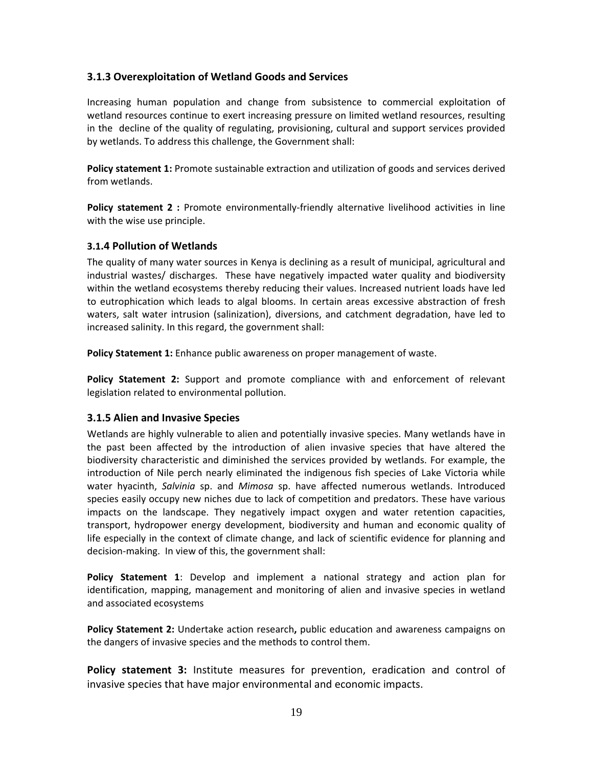### 3.1.3 Overexploitation of Wetland Goods and Services

Increasing human population and change from subsistence to commercial exploitation of wetland resources continue to exert increasing pressure on limited wetland resources, resulting in the decline of the quality of regulating, provisioning, cultural and support services provided by wetlands. To address this challenge, the Government shall:

**Policy statement 1:** Promote sustainable extraction and utilization of goods and services derived from wetlands.

**Policy statement 2 :** Promote environmentally-friendly alternative livelihood activities in line with the wise use principle.

### 3.1.4 Pollution of Wetlands

The quality of many water sources in Kenya is declining as a result of municipal, agricultural and industrial wastes/ discharges. These have negatively impacted water quality and biodiversity within the wetland ecosystems thereby reducing their values. Increased nutrient loads have led to eutrophication which leads to algal blooms. In certain areas excessive abstraction of fresh waters, salt water intrusion (salinization), diversions, and catchment degradation, have led to increased salinity. In this regard, the government shall:

**Policy Statement 1:** Enhance public awareness on proper management of waste.

**Policy Statement 2:** Support and promote compliance with and enforcement of relevant legislation related to environmental pollution.

### 3.1.5 Alien and Invasive Species

Wetlands are highly vulnerable to alien and potentially invasive species. Many wetlands have in the past been affected by the introduction of alien invasive species that have altered the biodiversity characteristic and diminished the services provided by wetlands. For example, the introduction of Nile perch nearly eliminated the indigenous fish species of Lake Victoria while water hyacinth, *Salvinia* sp. and *Mimosa* sp. have affected numerous wetlands. Introduced species easily occupy new niches due to lack of competition and predators. These have various impacts on the landscape. They negatively impact oxygen and water retention capacities, transport, hydropower energy development, biodiversity and human and economic quality of life especially in the context of climate change, and lack of scientific evidence for planning and decision-making. In view of this, the government shall:

**Policy Statement 1**: Develop and implement a national strategy and action plan for identification, mapping, management and monitoring of alien and invasive species in wetland and associated ecosystems

**Policy Statement 2:** Undertake action research**,** public education and awareness campaigns on the dangers of invasive species and the methods to control them.

**Policy statement 3:** Institute measures for prevention, eradication and control of invasive species that have major environmental and economic impacts.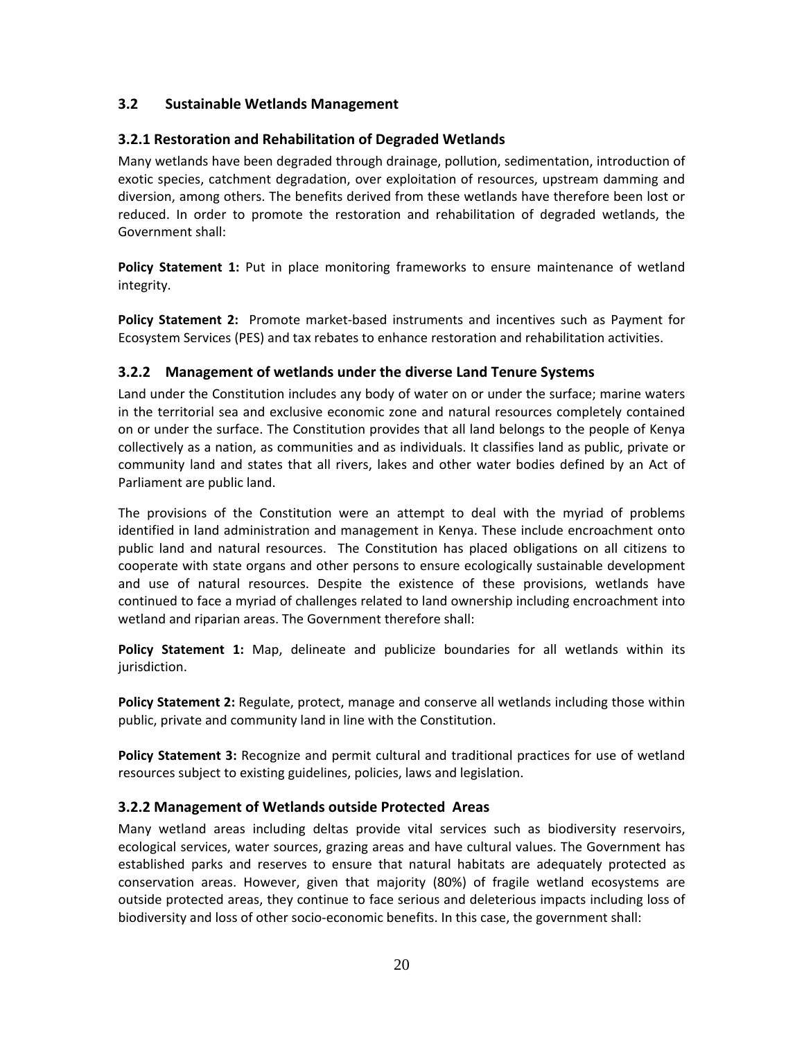## 3.2 Sustainable Wetlands Management

### 3.2.1 Restoration and Rehabilitation of Degraded Wetlands

Many wetlands have been degraded through drainage, pollution, sedimentation, introduction of exotic species, catchment degradation, over exploitation of resources, upstream damming and diversion, among others. The benefits derived from these wetlands have therefore been lost or reduced. In order to promote the restoration and rehabilitation of degraded wetlands, the Government shall:

**Policy Statement 1:** Put in place monitoring frameworks to ensure maintenance of wetland integrity.

**Policy Statement 2:** Promote market-based instruments and incentives such as Payment for Ecosystem Services (PES) and tax rebates to enhance restoration and rehabilitation activities.

### 3.2.2 Management of wetlands under the diverse Land Tenure Systems

Land under the Constitution includes any body of water on or under the surface; marine waters in the territorial sea and exclusive economic zone and natural resources completely contained on or under the surface. The Constitution provides that all land belongs to the people of Kenya collectively as a nation, as communities and as individuals. It classifies land as public, private or community land and states that all rivers, lakes and other water bodies defined by an Act of Parliament are public land.

The provisions of the Constitution were an attempt to deal with the myriad of problems identified in land administration and management in Kenya. These include encroachment onto public land and natural resources. The Constitution has placed obligations on all citizens to cooperate with state organs and other persons to ensure ecologically sustainable development and use of natural resources. Despite the existence of these provisions, wetlands have continued to face a myriad of challenges related to land ownership including encroachment into wetland and riparian areas. The Government therefore shall:

**Policy Statement 1:** Map, delineate and publicize boundaries for all wetlands within its jurisdiction.

**Policy Statement 2:** Regulate, protect, manage and conserve all wetlands including those within public, private and community land in line with the Constitution.

**Policy Statement 3:** Recognize and permit cultural and traditional practices for use of wetland resources subject to existing guidelines, policies, laws and legislation.

### 3.2.2 Management of Wetlands outside Protected Areas

Many wetland areas including deltas provide vital services such as biodiversity reservoirs, ecological services, water sources, grazing areas and have cultural values. The Government has established parks and reserves to ensure that natural habitats are adequately protected as conservation areas. However, given that majority (80%) of fragile wetland ecosystems are outside protected areas, they continue to face serious and deleterious impacts including loss of biodiversity and loss of other socio-economic benefits. In this case, the government shall: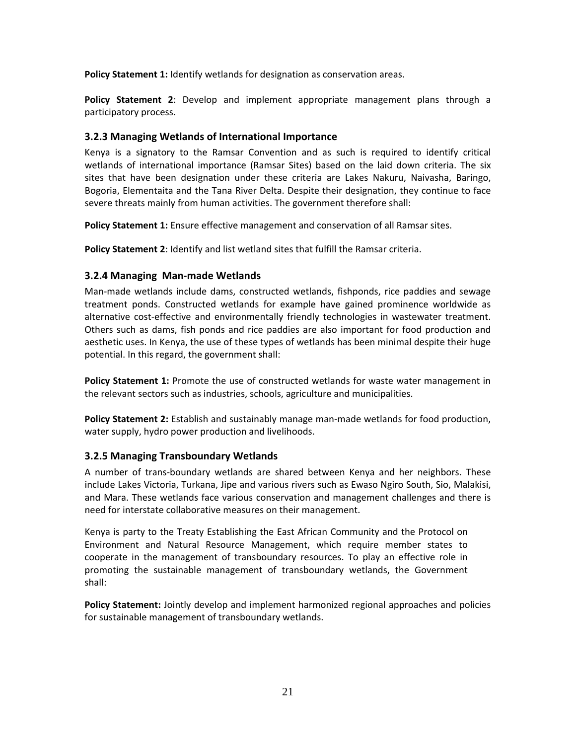**Policy Statement 1:** Identify wetlands for designation as conservation areas.

**Policy Statement 2**: Develop and implement appropriate management plans through a participatory process.

### 3.2.3 Managing Wetlands of International Importance

Kenya is a signatory to the Ramsar Convention and as such is required to identify critical wetlands of international importance (Ramsar Sites) based on the laid down criteria. The six sites that have been designation under these criteria are Lakes Nakuru, Naivasha, Baringo, Bogoria, Elementaita and the Tana River Delta. Despite their designation, they continue to face severe threats mainly from human activities. The government therefore shall:

**Policy Statement 1:** Ensure effective management and conservation of all Ramsar sites.

**Policy Statement 2**: Identify and list wetland sites that fulfill the Ramsar criteria.

### 3.2.4 Managing Man-made Wetlands

Man-made wetlands include dams, constructed wetlands, fishponds, rice paddies and sewage treatment ponds. Constructed wetlands for example have gained prominence worldwide as alternative cost-effective and environmentally friendly technologies in wastewater treatment. Others such as dams, fish ponds and rice paddies are also important for food production and aesthetic uses. In Kenya, the use of these types of wetlands has been minimal despite their huge potential. In this regard, the government shall:

**Policy Statement 1:** Promote the use of constructed wetlands for waste water management in the relevant sectors such as industries, schools, agriculture and municipalities.

**Policy Statement 2:** Establish and sustainably manage man-made wetlands for food production, water supply, hydro power production and livelihoods.

### 3.2.5 Managing Transboundary Wetlands

A number of trans-boundary wetlands are shared between Kenya and her neighbors. These include Lakes Victoria, Turkana, Jipe and various rivers such as Ewaso Ngiro South, Sio, Malakisi, and Mara. These wetlands face various conservation and management challenges and there is need for interstate collaborative measures on their management.

Kenya is party to the Treaty Establishing the East African Community and the Protocol on Environment and Natural Resource Management, which require member states to cooperate in the management of transboundary resources. To play an effective role in promoting the sustainable management of transboundary wetlands, the Government shall:

**Policy Statement:** Jointly develop and implement harmonized regional approaches and policies for sustainable management of transboundary wetlands.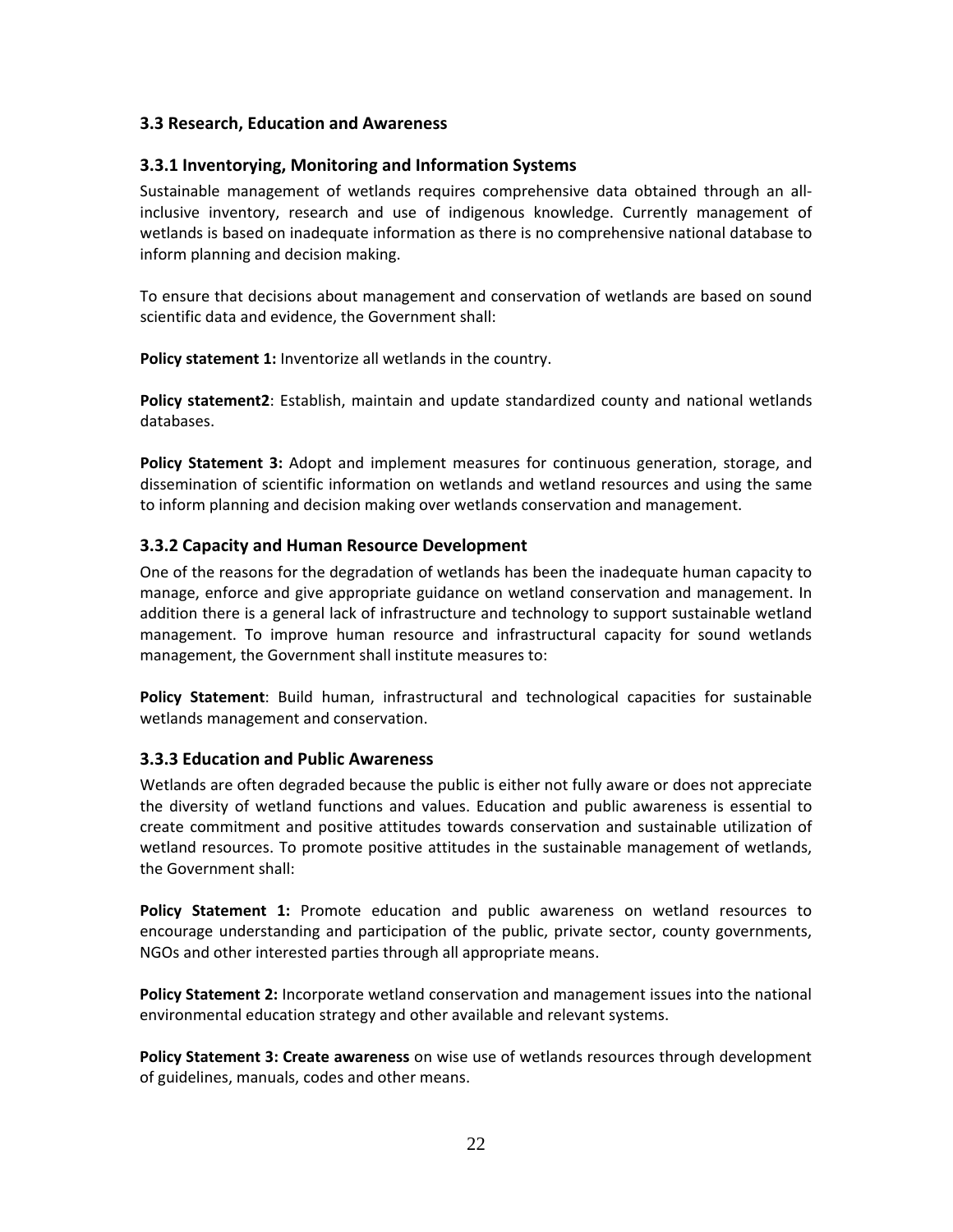### 3.3 Research, Education and Awareness

#### 3.3.1 Inventorying, Monitoring and Information Systems

Sustainable management of wetlands requires comprehensive data obtained through an all-inclusive inventory, research and use of indigenous knowledge. Currently management of wetlands is based on inadequate information as there is no comprehensive national database to inform planning and decision making.

To ensure that decisions about management and conservation of wetlands are based on sound scientific data and evidence, the Government shall:

**Policy statement 1:** Inventorize all wetlands in the country.

**Policy statement2**: Establish, maintain and update standardized county and national wetlands databases.

**Policy Statement 3:** Adopt and implement measures for continuous generation, storage, and dissemination of scientific information on wetlands and wetland resources and using the same to inform planning and decision making over wetlands conservation and management.

#### 3.3.2 Capacity and Human Resource Development

One of the reasons for the degradation of wetlands has been the inadequate human capacity to manage, enforce and give appropriate guidance on wetland conservation and management. In addition there is a general lack of infrastructure and technology to support sustainable wetland management. To improve human resource and infrastructural capacity for sound wetlands management, the Government shall institute measures to:

**Policy Statement**: Build human, infrastructural and technological capacities for sustainable wetlands management and conservation.

#### 3.3.3 Education and Public Awareness

Wetlands are often degraded because the public is either not fully aware or does not appreciate the diversity of wetland functions and values. Education and public awareness is essential to create commitment and positive attitudes towards conservation and sustainable utilization of wetland resources. To promote positive attitudes in the sustainable management of wetlands, the Government shall:

**Policy Statement 1:** Promote education and public awareness on wetland resources to encourage understanding and participation of the public, private sector, county governments, NGOs and other interested parties through all appropriate means.

**Policy Statement 2:** Incorporate wetland conservation and management issues into the national environmental education strategy and other available and relevant systems.

**Policy Statement 3: Create awareness** on wise use of wetlands resources through development of guidelines, manuals, codes and other means.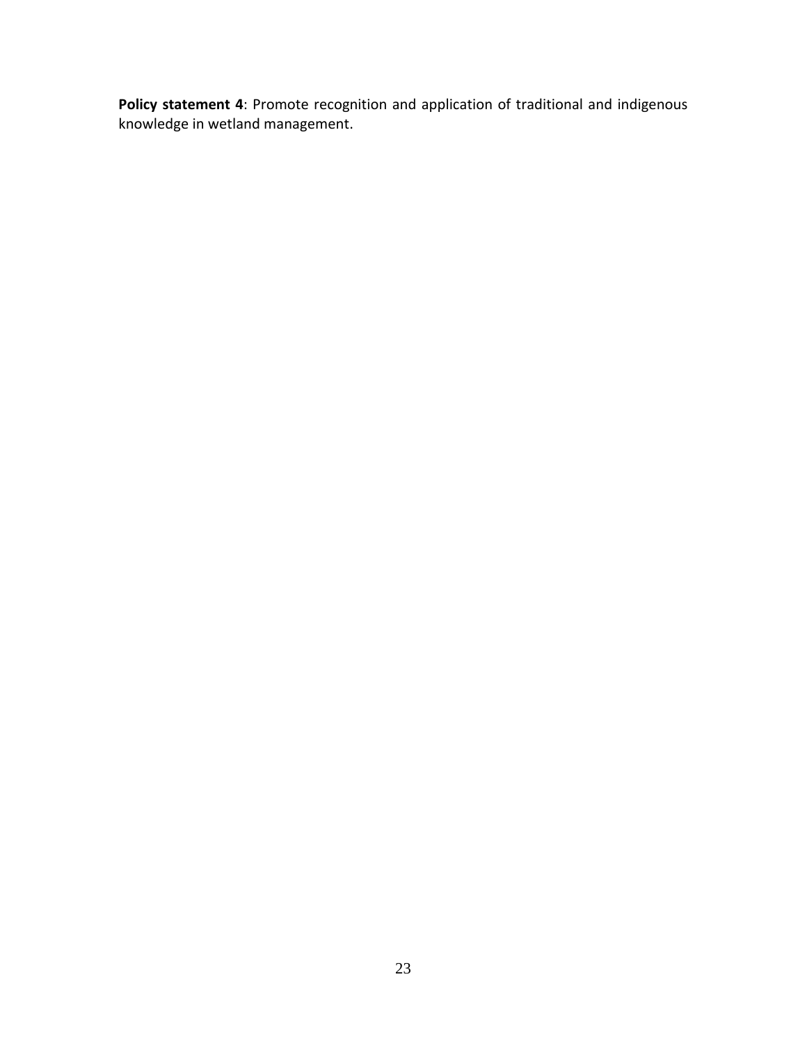**Policy statement 4**: Promote recognition and application of traditional and indigenous knowledge in wetland management.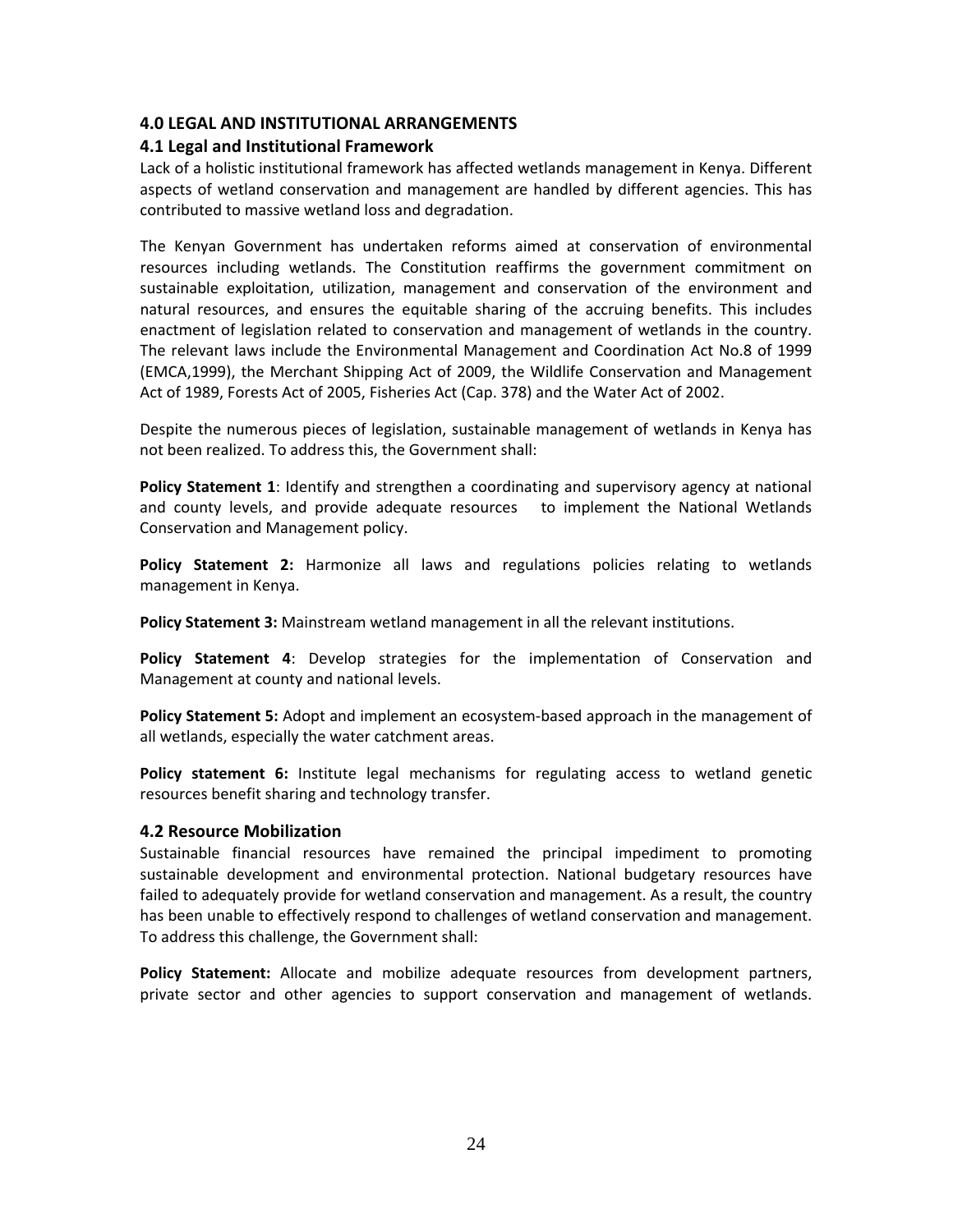## 4.0 LEGAL AND INSTITUTIONAL ARRANGEMENTS

### 4.1 Legal and Institutional Framework

Lack of a holistic institutional framework has affected wetlands management in Kenya. Different aspects of wetland conservation and management are handled by different agencies. This has contributed to massive wetland loss and degradation.

The Kenyan Government has undertaken reforms aimed at conservation of environmental resources including wetlands. The Constitution reaffirms the government commitment on sustainable exploitation, utilization, management and conservation of the environment and natural resources, and ensures the equitable sharing of the accruing benefits. This includes enactment of legislation related to conservation and management of wetlands in the country. The relevant laws include the Environmental Management and Coordination Act No.8 of 1999 (EMCA,1999), the Merchant Shipping Act of 2009, the Wildlife Conservation and Management Act of 1989, Forests Act of 2005, Fisheries Act (Cap. 378) and the Water Act of 2002.

Despite the numerous pieces of legislation, sustainable management of wetlands in Kenya has not been realized. To address this, the Government shall:

**Policy Statement 1**: Identify and strengthen a coordinating and supervisory agency at national and county levels, and provide adequate resources to implement the National Wetlands Conservation and Management policy.

**Policy Statement 2:** Harmonize all laws and regulations policies relating to wetlands management in Kenya.

**Policy Statement 3:** Mainstream wetland management in all the relevant institutions.

**Policy Statement 4**: Develop strategies for the implementation of Conservation and Management at county and national levels.

**Policy Statement 5:** Adopt and implement an ecosystem-based approach in the management of all wetlands, especially the water catchment areas.

**Policy statement 6:** Institute legal mechanisms for regulating access to wetland genetic resources benefit sharing and technology transfer.

### 4.2 Resource Mobilization

Sustainable financial resources have remained the principal impediment to promoting sustainable development and environmental protection. National budgetary resources have failed to adequately provide for wetland conservation and management. As a result, the country has been unable to effectively respond to challenges of wetland conservation and management. To address this challenge, the Government shall:

**Policy Statement:** Allocate and mobilize adequate resources from development partners, private sector and other agencies to support conservation and management of wetlands.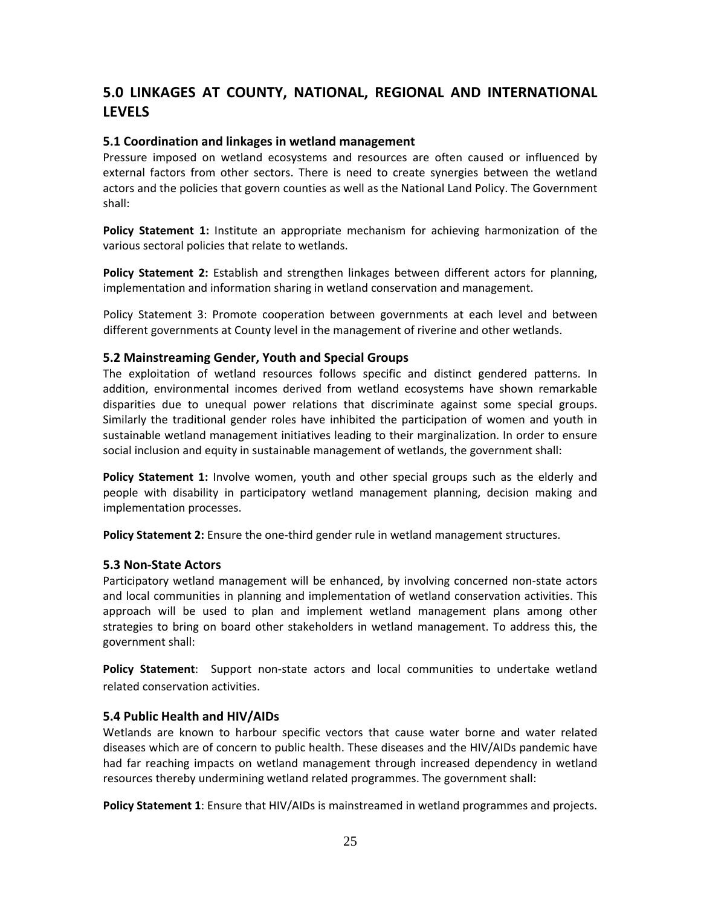## 5.0 LINKAGES AT COUNTY, NATIONAL, REGIONAL AND INTERNATIONAL LEVELS

### 5.1 Coordination and linkages in wetland management

Pressure imposed on wetland ecosystems and resources are often caused or influenced by external factors from other sectors. There is need to create synergies between the wetland actors and the policies that govern counties as well as the National Land Policy. The Government shall:

**Policy Statement 1:** Institute an appropriate mechanism for achieving harmonization of the various sectoral policies that relate to wetlands.

**Policy Statement 2:** Establish and strengthen linkages between different actors for planning, implementation and information sharing in wetland conservation and management.

Policy Statement 3: Promote cooperation between governments at each level and between different governments at County level in the management of riverine and other wetlands.

### 5.2 Mainstreaming Gender, Youth and Special Groups

The exploitation of wetland resources follows specific and distinct gendered patterns. In addition, environmental incomes derived from wetland ecosystems have shown remarkable disparities due to unequal power relations that discriminate against some special groups. Similarly the traditional gender roles have inhibited the participation of women and youth in sustainable wetland management initiatives leading to their marginalization. In order to ensure social inclusion and equity in sustainable management of wetlands, the government shall:

**Policy Statement 1:** Involve women, youth and other special groups such as the elderly and people with disability in participatory wetland management planning, decision making and implementation processes.

**Policy Statement 2:** Ensure the one-third gender rule in wetland management structures.

### 5.3 Non-State Actors

Participatory wetland management will be enhanced, by involving concerned non-state actors and local communities in planning and implementation of wetland conservation activities. This approach will be used to plan and implement wetland management plans among other strategies to bring on board other stakeholders in wetland management. To address this, the government shall:

**Policy Statement**: Support non-state actors and local communities to undertake wetland related conservation activities.

### 5.4 Public Health and HIV/AIDs

Wetlands are known to harbour specific vectors that cause water borne and water related diseases which are of concern to public health. These diseases and the HIV/AIDs pandemic have had far reaching impacts on wetland management through increased dependency in wetland resources thereby undermining wetland related programmes. The government shall:

**Policy Statement 1**: Ensure that HIV/AIDs is mainstreamed in wetland programmes and projects.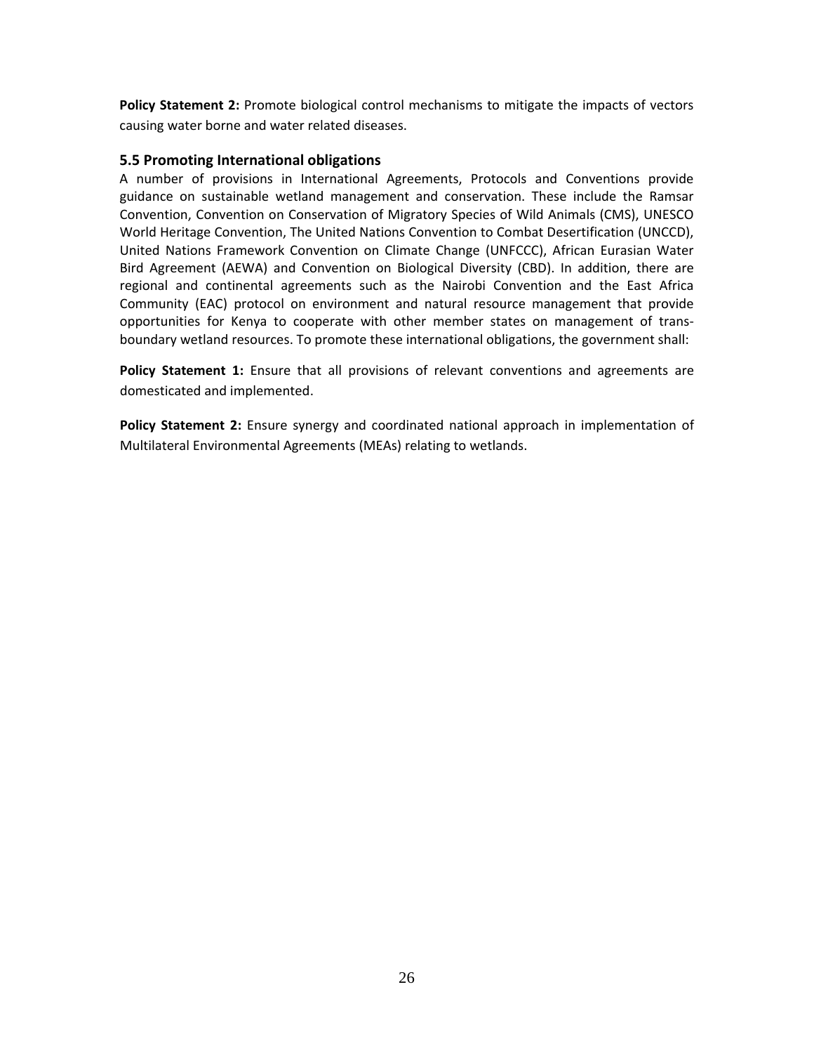**Policy Statement 2:** Promote biological control mechanisms to mitigate the impacts of vectors causing water borne and water related diseases.

### 5.5 Promoting International obligations

A number of provisions in International Agreements, Protocols and Conventions provide guidance on sustainable wetland management and conservation. These include the Ramsar Convention, Convention on Conservation of Migratory Species of Wild Animals (CMS), UNESCO World Heritage Convention, The United Nations Convention to Combat Desertification (UNCCD), United Nations Framework Convention on Climate Change (UNFCCC), African Eurasian Water Bird Agreement (AEWA) and Convention on Biological Diversity (CBD). In addition, there are regional and continental agreements such as the Nairobi Convention and the East Africa Community (EAC) protocol on environment and natural resource management that provide opportunities for Kenya to cooperate with other member states on management of trans-boundary wetland resources. To promote these international obligations, the government shall:

**Policy Statement 1:** Ensure that all provisions of relevant conventions and agreements are domesticated and implemented.

**Policy Statement 2:** Ensure synergy and coordinated national approach in implementation of Multilateral Environmental Agreements (MEAs) relating to wetlands.